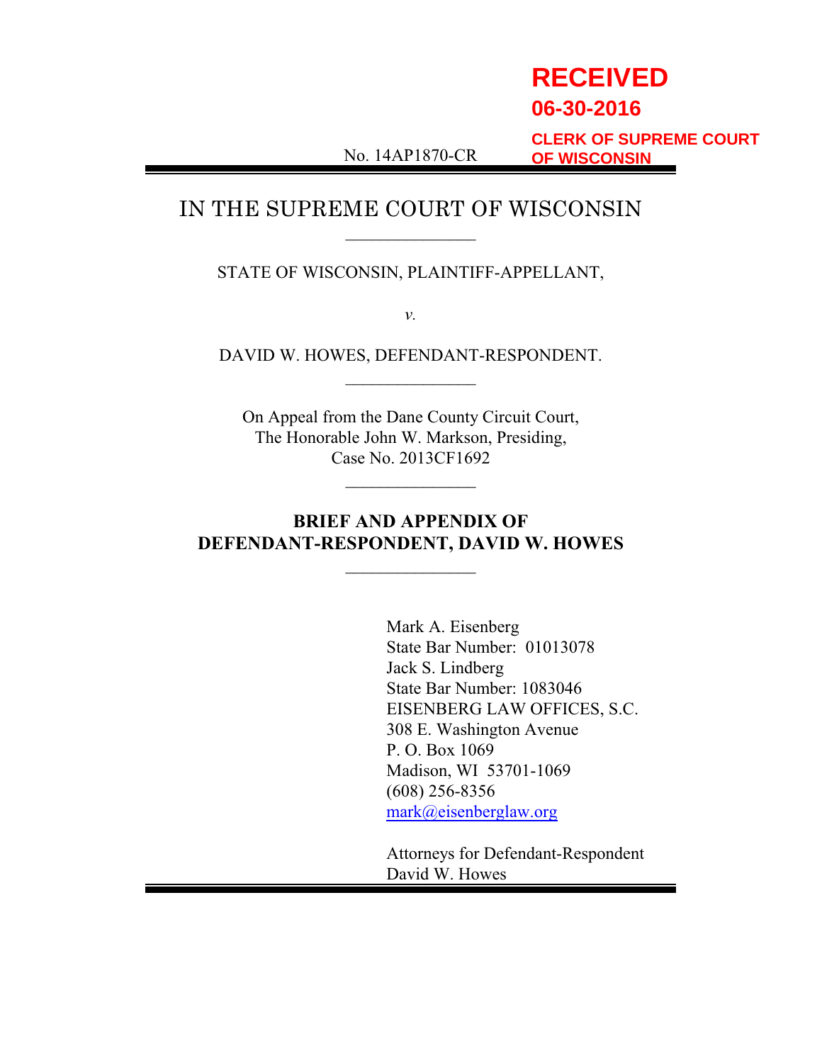**RECEIVED**
**06-30-2016**
**CLERK OF SUPREME COURT OF WISCONSIN**

No. 14AP1870-CR

# IN THE SUPREME COURT OF WISCONSIN

---

STATE OF WISCONSIN, PLAINTIFF-APPELLANT,

*v.*

DAVID W. HOWES, DEFENDANT-RESPONDENT.

---

On Appeal from the Dane County Circuit Court,
The Honorable John W. Markson, Presiding,
Case No. 2013CF1692

---

## BRIEF AND APPENDIX OF DEFENDANT-RESPONDENT, DAVID W. HOWES

---

Mark A. Eisenberg
State Bar Number: 01013078
Jack S. Lindberg
State Bar Number: 1083046
EISENBERG LAW OFFICES, S.C.
308 E. Washington Avenue
P. O. Box 1069
Madison, WI 53701-1069
(608) 256-8356
mark@eisenberglaw.org

Attorneys for Defendant-Respondent
David W. Howes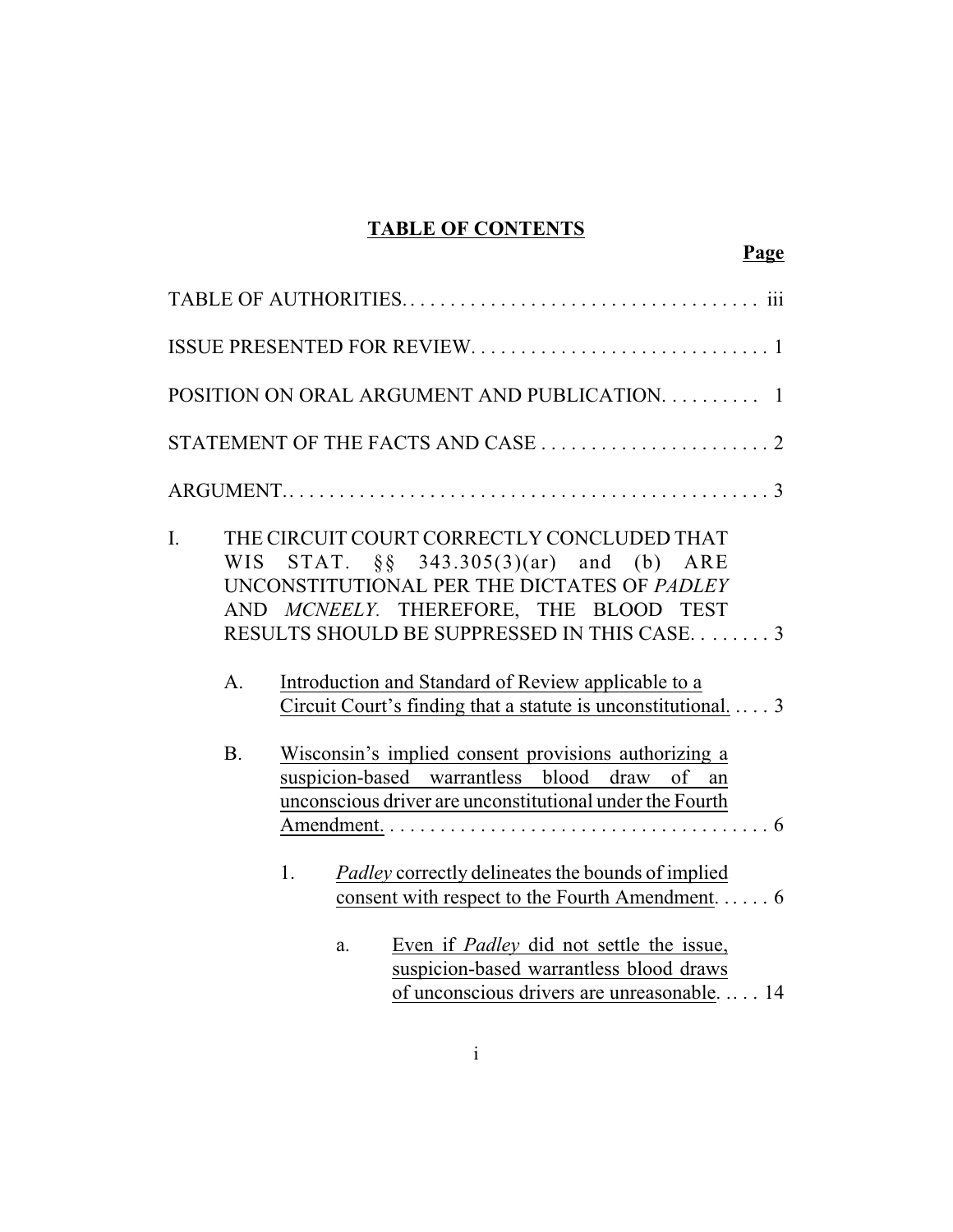# TABLE OF CONTENTS

**Page**

TABLE OF AUTHORITIES. . . . . . . . . . . . . . . . . . . . . . . . . . . . . . . . . . . iii

ISSUE PRESENTED FOR REVIEW. . . . . . . . . . . . . . . . . . . . . . . . . . . . . 1

POSITION ON ORAL ARGUMENT AND PUBLICATION. . . . . . . . . . 1

STATEMENT OF THE FACTS AND CASE . . . . . . . . . . . . . . . . . . . . . . . 2

ARGUMENT. . . . . . . . . . . . . . . . . . . . . . . . . . . . . . . . . . . . . . . . . . . . . . . . 3

I. THE CIRCUIT COURT CORRECTLY CONCLUDED THAT WIS STAT. §§ 343.305(3)(ar) and (b) ARE UNCONSTITUTIONAL PER THE DICTATES OF *PADLEY* AND *MCNEELY*. THEREFORE, THE BLOOD TEST RESULTS SHOULD BE SUPPRESSED IN THIS CASE. . . . . . . . 3

   A. Introduction and Standard of Review applicable to a Circuit Court's finding that a statute is unconstitutional. . . . . 3

   B. Wisconsin's implied consent provisions authorizing a suspicion-based warrantless blood draw of an unconscious driver are unconstitutional under the Fourth Amendment. . . . . . . . . . . . . . . . . . . . . . . . . . . . . . . . . . . . . . 6

      1. *Padley* correctly delineates the bounds of implied consent with respect to the Fourth Amendment. . . . . . 6

         a. Even if *Padley* did not settle the issue, suspicion-based warrantless blood draws of unconscious drivers are unreasonable. . . . . 14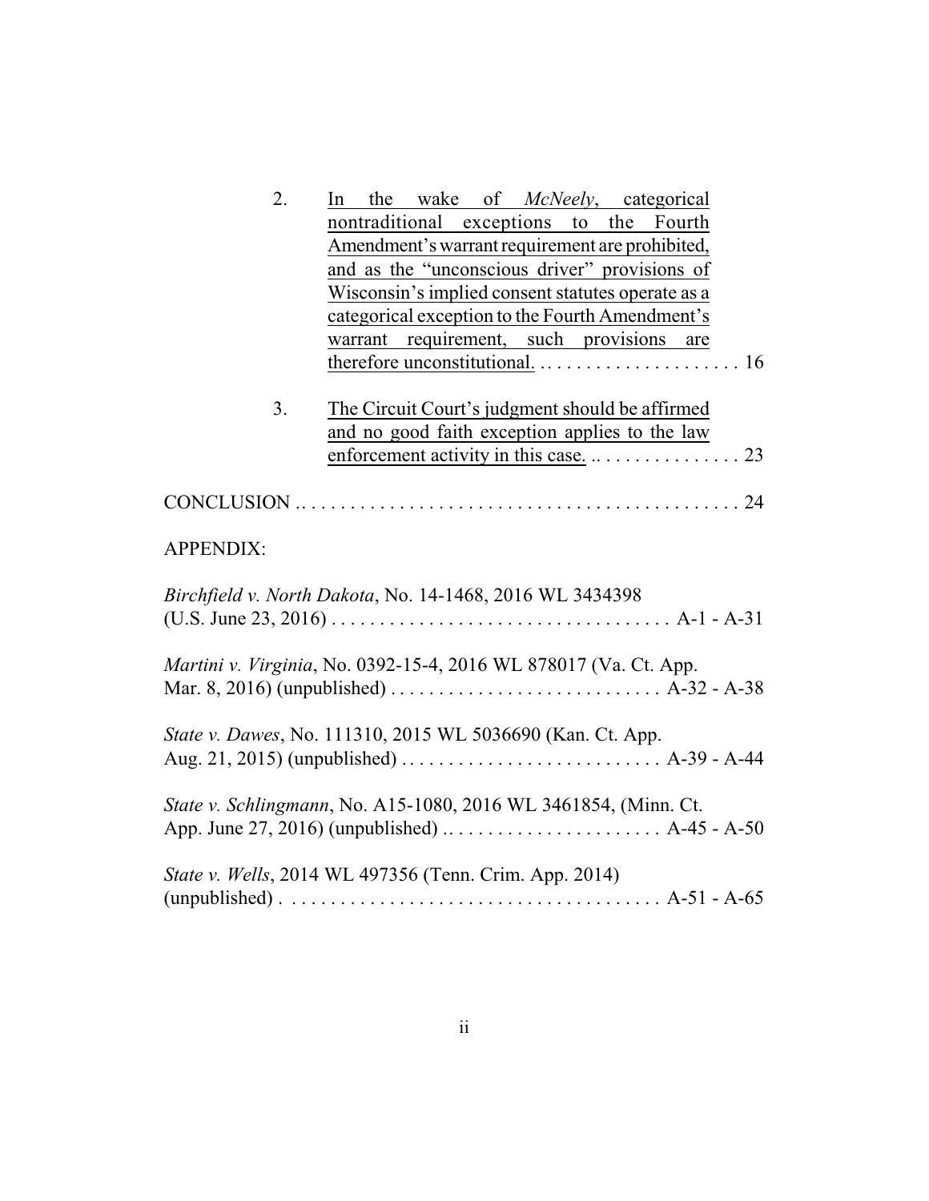2. In the wake of *McNeely*, categorical nontraditional exceptions to the Fourth Amendment's warrant requirement are prohibited, and as the "unconscious driver" provisions of Wisconsin's implied consent statutes operate as a categorical exception to the Fourth Amendment's warrant requirement, such provisions are therefore unconstitutional. . . . . . . . . . . . . . . . . . . . . . 16

3. The Circuit Court's judgment should be affirmed and no good faith exception applies to the law enforcement activity in this case. .. . . . . . . . . . . . . . . 23

CONCLUSION .. . . . . . . . . . . . . . . . . . . . . . . . . . . . . . . . . . . . . . . . . . . . . 24

APPENDIX:

*Birchfield v. North Dakota*, No. 14-1468, 2016 WL 3434398 (U.S. June 23, 2016) . . . . . . . . . . . . . . . . . . . . . . . . . . . . . . . . . . . A-1 - A-31

*Martini v. Virginia*, No. 0392-15-4, 2016 WL 878017 (Va. Ct. App. Mar. 8, 2016) (unpublished) . . . . . . . . . . . . . . . . . . . . . . . . . . . . A-32 - A-38

*State v. Dawes*, No. 111310, 2015 WL 5036690 (Kan. Ct. App. Aug. 21, 2015) (unpublished) . . . . . . . . . . . . . . . . . . . . . . . . . . . A-39 - A-44

*State v. Schlingmann*, No. A15-1080, 2016 WL 3461854, (Minn. Ct. App. June 27, 2016) (unpublished) .. . . . . . . . . . . . . . . . . . . . . . . A-45 - A-50

*State v. Wells*, 2014 WL 497356 (Tenn. Crim. App. 2014) (unpublished) . . . . . . . . . . . . . . . . . . . . . . . . . . . . . . . . . . . . . . A-51 - A-65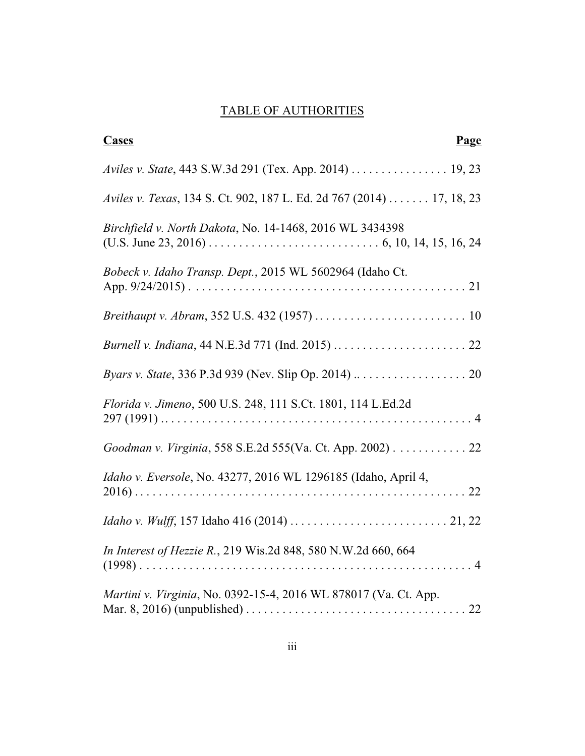# TABLE OF AUTHORITIES

| **Cases** | **Page** |
|---|---|
| *Aviles v. State*, 443 S.W.3d 291 (Tex. App. 2014) | 19, 23 |
| *Aviles v. Texas*, 134 S. Ct. 902, 187 L. Ed. 2d 767 (2014) | 17, 18, 23 |
| *Birchfield v. North Dakota*, No. 14-1468, 2016 WL 3434398 (U.S. June 23, 2016) | 6, 10, 14, 15, 16, 24 |
| *Bobeck v. Idaho Transp. Dept.*, 2015 WL 5602964 (Idaho Ct. App. 9/24/2015) | 21 |
| *Breithaupt v. Abram*, 352 U.S. 432 (1957) | 10 |
| *Burnell v. Indiana*, 44 N.E.3d 771 (Ind. 2015) | 22 |
| *Byars v. State*, 336 P.3d 939 (Nev. Slip Op. 2014) | 20 |
| *Florida v. Jimeno*, 500 U.S. 248, 111 S.Ct. 1801, 114 L.Ed.2d 297 (1991) | 4 |
| *Goodman v. Virginia*, 558 S.E.2d 555(Va. Ct. App. 2002) | 22 |
| *Idaho v. Eversole*, No. 43277, 2016 WL 1296185 (Idaho, April 4, 2016) | 22 |
| *Idaho v. Wulff*, 157 Idaho 416 (2014) | 21, 22 |
| *In Interest of Hezzie R.*, 219 Wis.2d 848, 580 N.W.2d 660, 664 (1998) | 4 |
| *Martini v. Virginia*, No. 0392-15-4, 2016 WL 878017 (Va. Ct. App. Mar. 8, 2016) (unpublished) | 22 |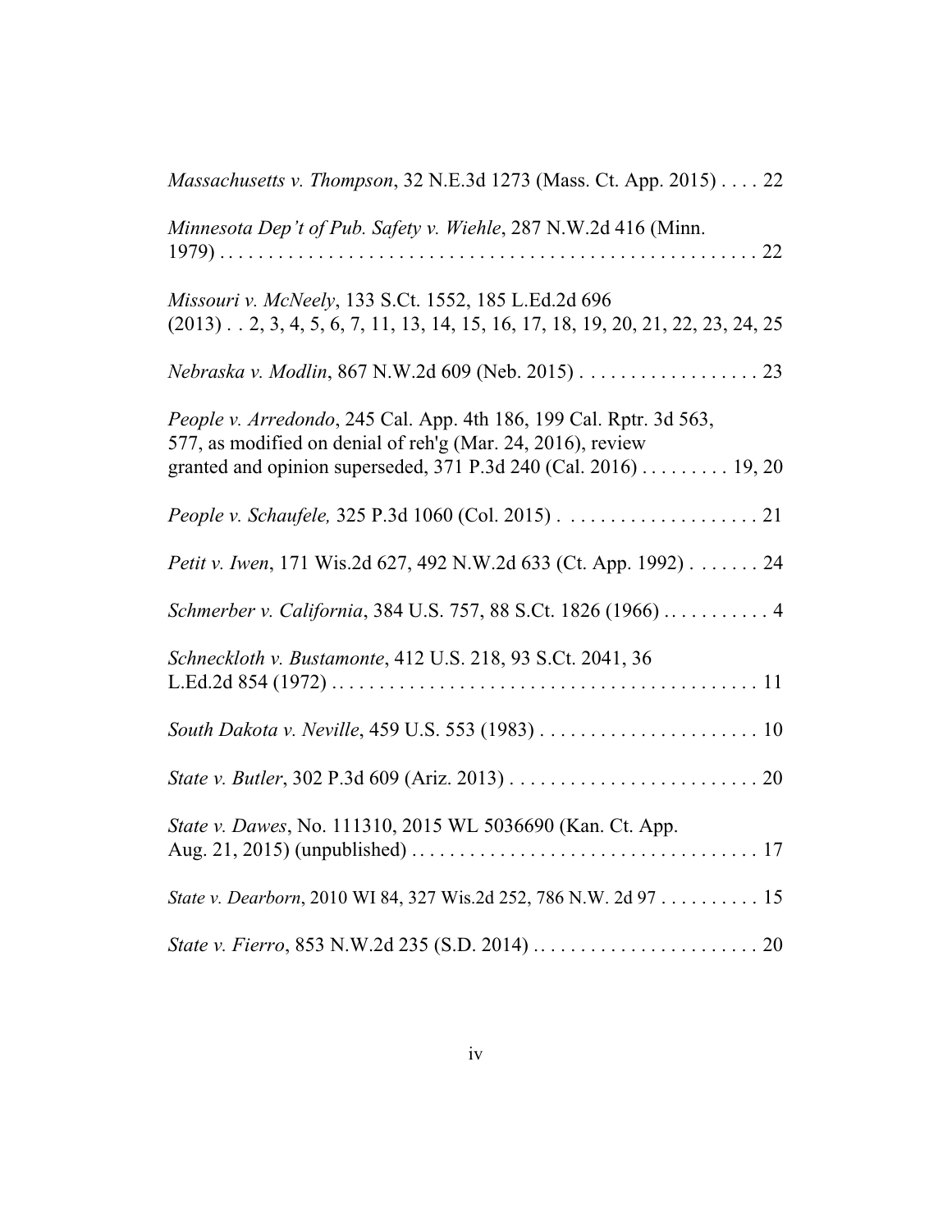*Massachusetts v. Thompson*, 32 N.E.3d 1273 (Mass. Ct. App. 2015) . . . . 22

*Minnesota Dep't of Pub. Safety v. Wiehle*, 287 N.W.2d 416 (Minn. 1979) . . . . . . . . . . . . . . . . . . . . . . . . . . . . . . . . . . . . . . . . . . . . . . . . . . . . 22

*Missouri v. McNeely*, 133 S.Ct. 1552, 185 L.Ed.2d 696 (2013) . . 2, 3, 4, 5, 6, 7, 11, 13, 14, 15, 16, 17, 18, 19, 20, 21, 22, 23, 24, 25

*Nebraska v. Modlin*, 867 N.W.2d 609 (Neb. 2015) . . . . . . . . . . . . . . . . . . 23

*People v. Arredondo*, 245 Cal. App. 4th 186, 199 Cal. Rptr. 3d 563, 577, as modified on denial of reh'g (Mar. 24, 2016), review granted and opinion superseded, 371 P.3d 240 (Cal. 2016) . . . . . . . . . 19, 20

*People v. Schaufele,* 325 P.3d 1060 (Col. 2015) . . . . . . . . . . . . . . . . . . . . 21

*Petit v. Iwen*, 171 Wis.2d 627, 492 N.W.2d 633 (Ct. App. 1992) . . . . . . . 24

*Schmerber v. California*, 384 U.S. 757, 88 S.Ct. 1826 (1966) . . . . . . . . . . . 4

*Schneckloth v. Bustamonte*, 412 U.S. 218, 93 S.Ct. 2041, 36 L.Ed.2d 854 (1972) . . . . . . . . . . . . . . . . . . . . . . . . . . . . . . . . . . . . . . . . . . . 11

*South Dakota v. Neville*, 459 U.S. 553 (1983) . . . . . . . . . . . . . . . . . . . . . . . 10

*State v. Butler*, 302 P.3d 609 (Ariz. 2013) . . . . . . . . . . . . . . . . . . . . . . . . . . 20

*State v. Dawes*, No. 111310, 2015 WL 5036690 (Kan. Ct. App. Aug. 21, 2015) (unpublished) . . . . . . . . . . . . . . . . . . . . . . . . . . . . . . . . . . . 17

*State v. Dearborn*, 2010 WI 84, 327 Wis.2d 252, 786 N.W. 2d 97 . . . . . . . . . . 15

*State v. Fierro*, 853 N.W.2d 235 (S.D. 2014) . . . . . . . . . . . . . . . . . . . . . . . 20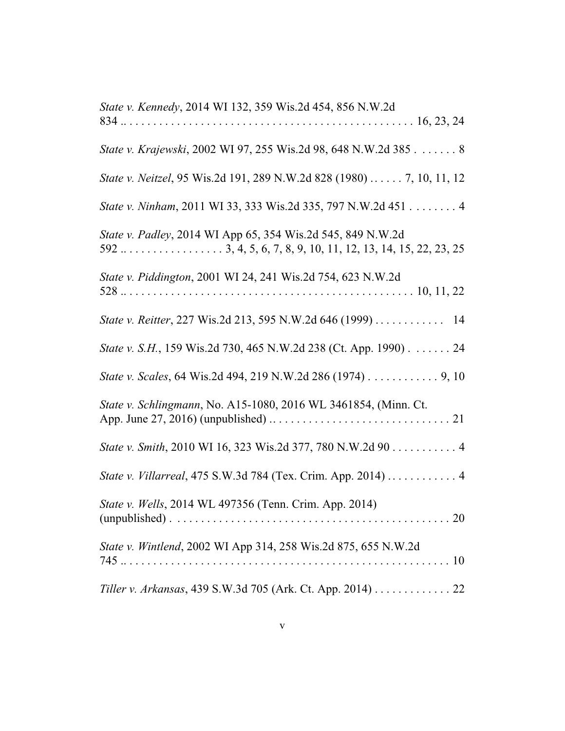*State v. Kennedy*, 2014 WI 132, 359 Wis.2d 454, 856 N.W.2d 834 .. . . . . . . . . . . . . . . . . . . . . . . . . . . . . . . . . . . . . . . . . . . . . . 16, 23, 24

*State v. Krajewski*, 2002 WI 97, 255 Wis.2d 98, 648 N.W.2d 385 . . . . . . . 8

*State v. Neitzel*, 95 Wis.2d 191, 289 N.W.2d 828 (1980) . . . . . . 7, 10, 11, 12

*State v. Ninham*, 2011 WI 33, 333 Wis.2d 335, 797 N.W.2d 451 . . . . . . . . 4

*State v. Padley*, 2014 WI App 65, 354 Wis.2d 545, 849 N.W.2d 592 .. . . . . . . . . . . . . . . . . 3, 4, 5, 6, 7, 8, 9, 10, 11, 12, 13, 14, 15, 22, 23, 25

*State v. Piddington*, 2001 WI 24, 241 Wis.2d 754, 623 N.W.2d 528 .. . . . . . . . . . . . . . . . . . . . . . . . . . . . . . . . . . . . . . . . . . . . . . 10, 11, 22

*State v. Reitter*, 227 Wis.2d 213, 595 N.W.2d 646 (1999) . . . . . . . . . . . . 14

*State v. S.H.*, 159 Wis.2d 730, 465 N.W.2d 238 (Ct. App. 1990) . . . . . . . 24

*State v. Scales*, 64 Wis.2d 494, 219 N.W.2d 286 (1974) . . . . . . . . . . . . 9, 10

*State v. Schlingmann*, No. A15-1080, 2016 WL 3461854, (Minn. Ct. App. June 27, 2016) (unpublished) .. . . . . . . . . . . . . . . . . . . . . . . . . . . . . . 21

*State v. Smith*, 2010 WI 16, 323 Wis.2d 377, 780 N.W.2d 90 . . . . . . . . . . . 4

*State v. Villarreal*, 475 S.W.3d 784 (Tex. Crim. App. 2014) . . . . . . . . . . . . 4

*State v. Wells*, 2014 WL 497356 (Tenn. Crim. App. 2014) (unpublished) . . . . . . . . . . . . . . . . . . . . . . . . . . . . . . . . . . . . . . . . . . . . . . . 20

*State v. Wintlend*, 2002 WI App 314, 258 Wis.2d 875, 655 N.W.2d 745 .. . . . . . . . . . . . . . . . . . . . . . . . . . . . . . . . . . . . . . . . . . . . . . . . . . . . 10

*Tiller v. Arkansas*, 439 S.W.3d 705 (Ark. Ct. App. 2014) . . . . . . . . . . . . . 22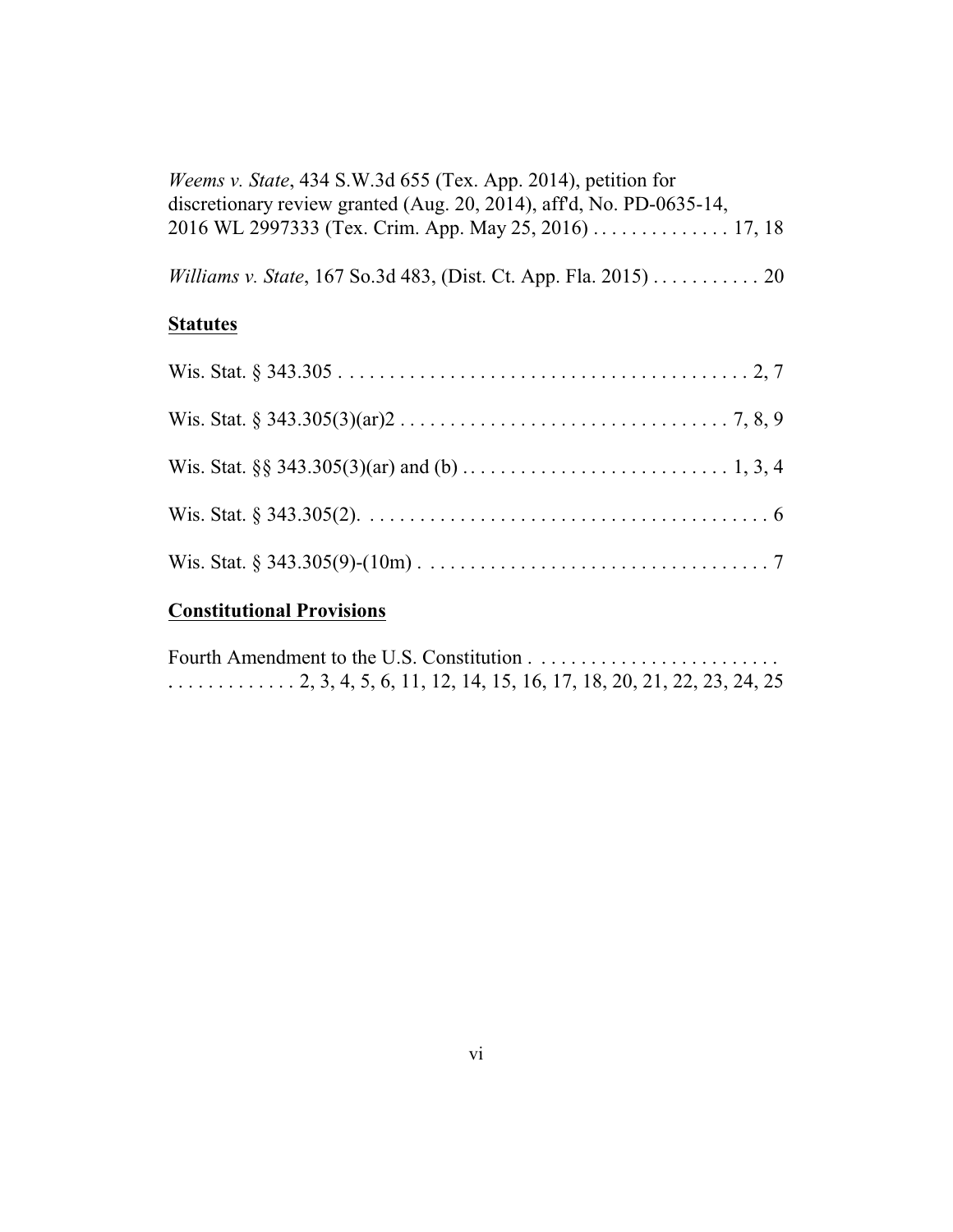*Weems v. State*, 434 S.W.3d 655 (Tex. App. 2014), petition for discretionary review granted (Aug. 20, 2014), aff'd, No. PD-0635-14, 2016 WL 2997333 (Tex. Crim. App. May 25, 2016) . . . . . . . . . . . . . . 17, 18

*Williams v. State*, 167 So.3d 483, (Dist. Ct. App. Fla. 2015) . . . . . . . . . . . 20

## Statutes

Wis. Stat. § 343.305 . . . . . . . . . . . . . . . . . . . . . . . . . . . . . . . . . . . . . . . . . 2, 7

Wis. Stat. § 343.305(3)(ar)2 . . . . . . . . . . . . . . . . . . . . . . . . . . . . . . . . . 7, 8, 9

Wis. Stat. §§ 343.305(3)(ar) and (b) . . . . . . . . . . . . . . . . . . . . . . . . . . . 1, 3, 4

Wis. Stat. § 343.305(2). . . . . . . . . . . . . . . . . . . . . . . . . . . . . . . . . . . . . . . . . 6

Wis. Stat. § 343.305(9)-(10m) . . . . . . . . . . . . . . . . . . . . . . . . . . . . . . . . . . . 7

## Constitutional Provisions

Fourth Amendment to the U.S. Constitution . . . . . . . . . . . . . . . . . . . . . . . . . . . . . . . . . . . . . . 2, 3, 4, 5, 6, 11, 12, 14, 15, 16, 17, 18, 20, 21, 22, 23, 24, 25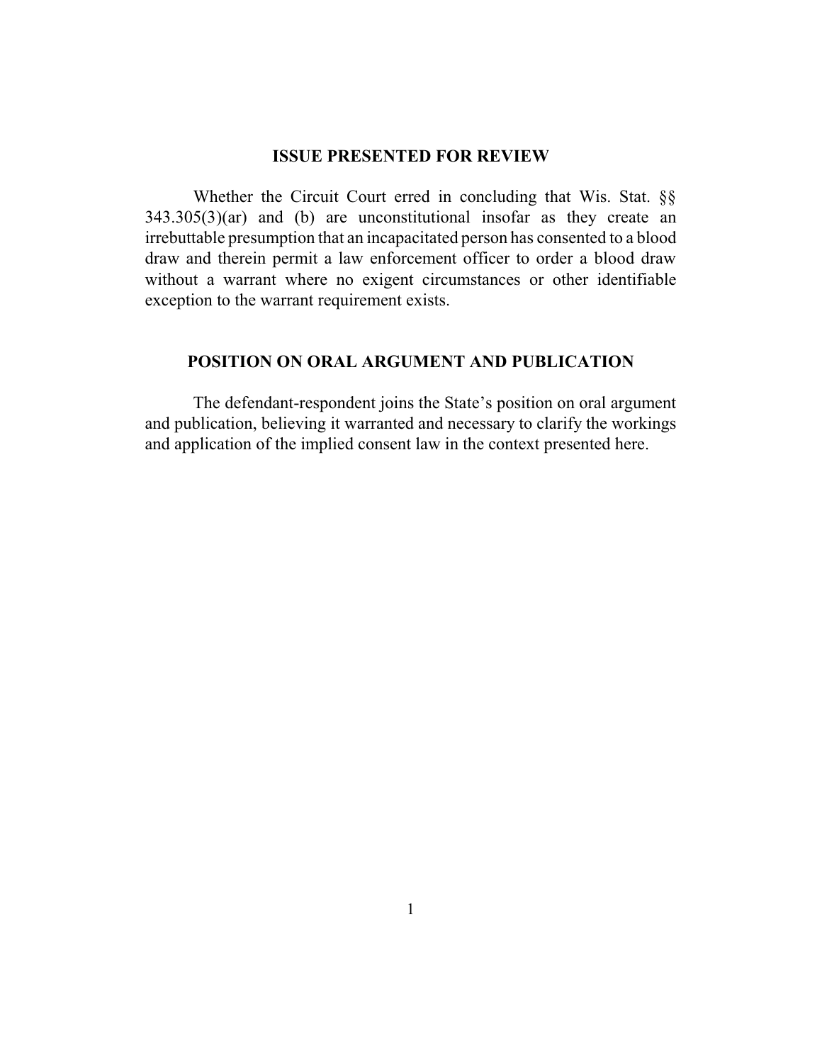## ISSUE PRESENTED FOR REVIEW

Whether the Circuit Court erred in concluding that Wis. Stat. §§ 343.305(3)(ar) and (b) are unconstitutional insofar as they create an irrebuttable presumption that an incapacitated person has consented to a blood draw and therein permit a law enforcement officer to order a blood draw without a warrant where no exigent circumstances or other identifiable exception to the warrant requirement exists.

## POSITION ON ORAL ARGUMENT AND PUBLICATION

The defendant-respondent joins the State's position on oral argument and publication, believing it warranted and necessary to clarify the workings and application of the implied consent law in the context presented here.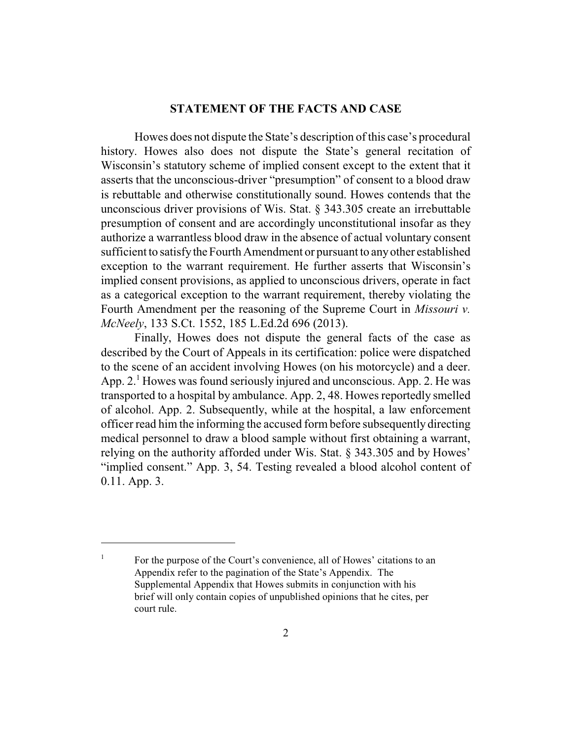## STATEMENT OF THE FACTS AND CASE

Howes does not dispute the State's description of this case's procedural history. Howes also does not dispute the State's general recitation of Wisconsin's statutory scheme of implied consent except to the extent that it asserts that the unconscious-driver "presumption" of consent to a blood draw is rebuttable and otherwise constitutionally sound. Howes contends that the unconscious driver provisions of Wis. Stat. § 343.305 create an irrebuttable presumption of consent and are accordingly unconstitutional insofar as they authorize a warrantless blood draw in the absence of actual voluntary consent sufficient to satisfy the Fourth Amendment or pursuant to any other established exception to the warrant requirement. He further asserts that Wisconsin's implied consent provisions, as applied to unconscious drivers, operate in fact as a categorical exception to the warrant requirement, thereby violating the Fourth Amendment per the reasoning of the Supreme Court in *Missouri v. McNeely*, 133 S.Ct. 1552, 185 L.Ed.2d 696 (2013).

Finally, Howes does not dispute the general facts of the case as described by the Court of Appeals in its certification: police were dispatched to the scene of an accident involving Howes (on his motorcycle) and a deer. App. 2.[1] Howes was found seriously injured and unconscious. App. 2. He was transported to a hospital by ambulance. App. 2, 48. Howes reportedly smelled of alcohol. App. 2. Subsequently, while at the hospital, a law enforcement officer read him the informing the accused form before subsequently directing medical personnel to draw a blood sample without first obtaining a warrant, relying on the authority afforded under Wis. Stat. § 343.305 and by Howes' "implied consent." App. 3, 54. Testing revealed a blood alcohol content of 0.11. App. 3.

---

[1] For the purpose of the Court's convenience, all of Howes' citations to an Appendix refer to the pagination of the State's Appendix. The Supplemental Appendix that Howes submits in conjunction with his brief will only contain copies of unpublished opinions that he cites, per court rule.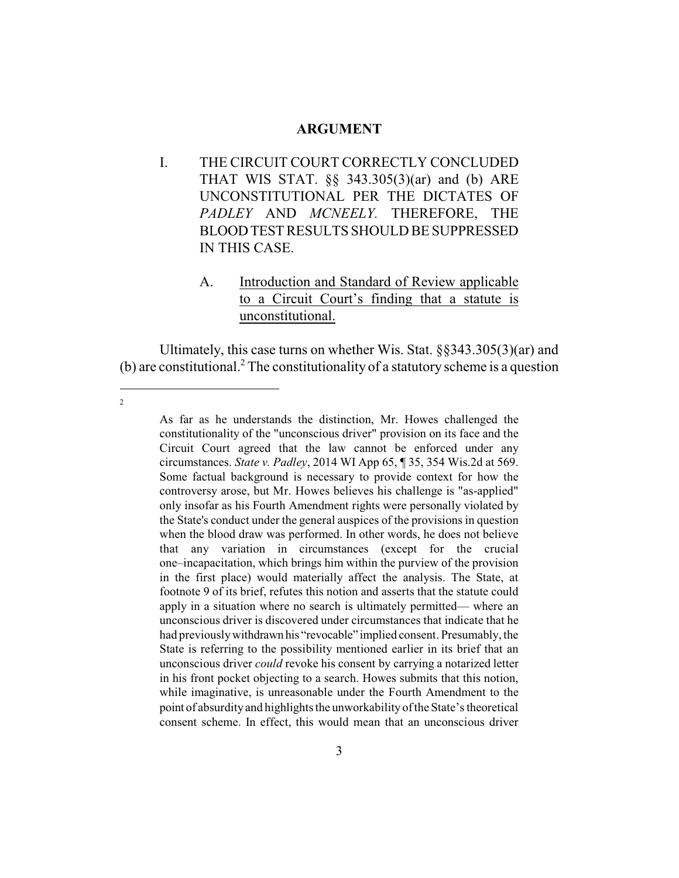# ARGUMENT

I. THE CIRCUIT COURT CORRECTLY CONCLUDED THAT WIS STAT. §§ 343.305(3)(ar) and (b) ARE UNCONSTITUTIONAL PER THE DICTATES OF *PADLEY* AND *MCNEELY*. THEREFORE, THE BLOOD TEST RESULTS SHOULD BE SUPPRESSED IN THIS CASE.

A. <u>Introduction and Standard of Review applicable to a Circuit Court's finding that a statute is unconstitutional.</u>

Ultimately, this case turns on whether Wis. Stat. §§343.305(3)(ar) and (b) are constitutional.[2] The constitutionality of a statutory scheme is a question

---

[2] As far as he understands the distinction, Mr. Howes challenged the constitutionality of the "unconscious driver" provision on its face and the Circuit Court agreed that the law cannot be enforced under any circumstances. *State v. Padley*, 2014 WI App 65, ¶ 35, 354 Wis.2d at 569. Some factual background is necessary to provide context for how the controversy arose, but Mr. Howes believes his challenge is "as-applied" only insofar as his Fourth Amendment rights were personally violated by the State's conduct under the general auspices of the provisions in question when the blood draw was performed. In other words, he does not believe that any variation in circumstances (except for the crucial one–incapacitation, which brings him within the purview of the provision in the first place) would materially affect the analysis. The State, at footnote 9 of its brief, refutes this notion and asserts that the statute could apply in a situation where no search is ultimately permitted— where an unconscious driver is discovered under circumstances that indicate that he had previously withdrawn his "revocable" implied consent. Presumably, the State is referring to the possibility mentioned earlier in its brief that an unconscious driver *could* revoke his consent by carrying a notarized letter in his front pocket objecting to a search. Howes submits that this notion, while imaginative, is unreasonable under the Fourth Amendment to the point of absurdity and highlights the unworkability of the State's theoretical consent scheme. In effect, this would mean that an unconscious driver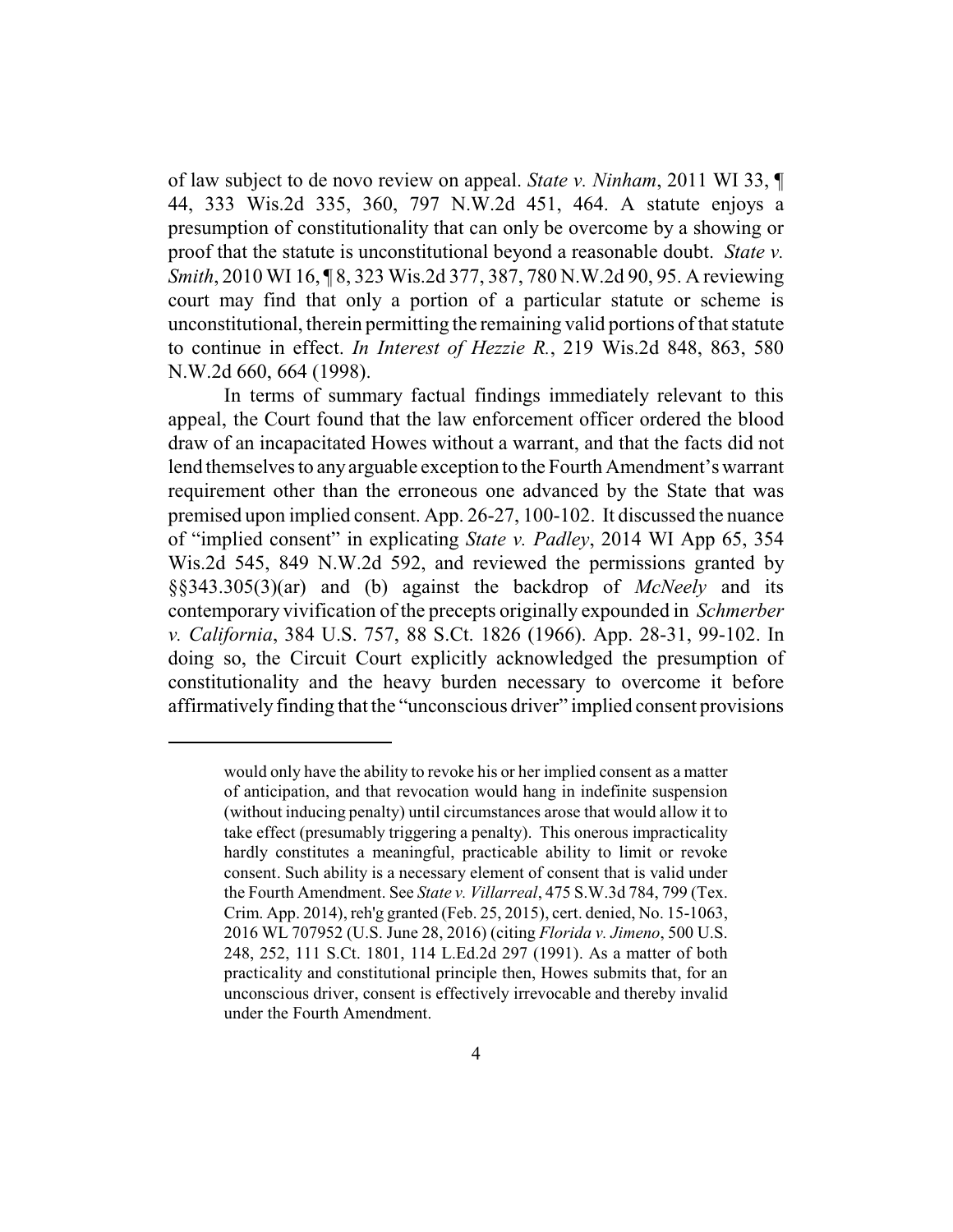of law subject to de novo review on appeal. *State v. Ninham*, 2011 WI 33, ¶ 44, 333 Wis.2d 335, 360, 797 N.W.2d 451, 464. A statute enjoys a presumption of constitutionality that can only be overcome by a showing or proof that the statute is unconstitutional beyond a reasonable doubt. *State v. Smith*, 2010 WI 16, ¶ 8, 323 Wis.2d 377, 387, 780 N.W.2d 90, 95. A reviewing court may find that only a portion of a particular statute or scheme is unconstitutional, therein permitting the remaining valid portions of that statute to continue in effect. *In Interest of Hezzie R.*, 219 Wis.2d 848, 863, 580 N.W.2d 660, 664 (1998).

In terms of summary factual findings immediately relevant to this appeal, the Court found that the law enforcement officer ordered the blood draw of an incapacitated Howes without a warrant, and that the facts did not lend themselves to any arguable exception to the Fourth Amendment's warrant requirement other than the erroneous one advanced by the State that was premised upon implied consent. App. 26-27, 100-102. It discussed the nuance of "implied consent" in explicating *State v. Padley*, 2014 WI App 65, 354 Wis.2d 545, 849 N.W.2d 592, and reviewed the permissions granted by §§343.305(3)(ar) and (b) against the backdrop of *McNeely* and its contemporary vivification of the precepts originally expounded in *Schmerber v. California*, 384 U.S. 757, 88 S.Ct. 1826 (1966). App. 28-31, 99-102. In doing so, the Circuit Court explicitly acknowledged the presumption of constitutionality and the heavy burden necessary to overcome it before affirmatively finding that the "unconscious driver" implied consent provisions

---

would only have the ability to revoke his or her implied consent as a matter of anticipation, and that revocation would hang in indefinite suspension (without inducing penalty) until circumstances arose that would allow it to take effect (presumably triggering a penalty). This onerous impracticality hardly constitutes a meaningful, practicable ability to limit or revoke consent. Such ability is a necessary element of consent that is valid under the Fourth Amendment. See *State v. Villarreal*, 475 S.W.3d 784, 799 (Tex. Crim. App. 2014), reh'g granted (Feb. 25, 2015), cert. denied, No. 15-1063, 2016 WL 707952 (U.S. June 28, 2016) (citing *Florida v. Jimeno*, 500 U.S. 248, 252, 111 S.Ct. 1801, 114 L.Ed.2d 297 (1991). As a matter of both practicality and constitutional principle then, Howes submits that, for an unconscious driver, consent is effectively irrevocable and thereby invalid under the Fourth Amendment.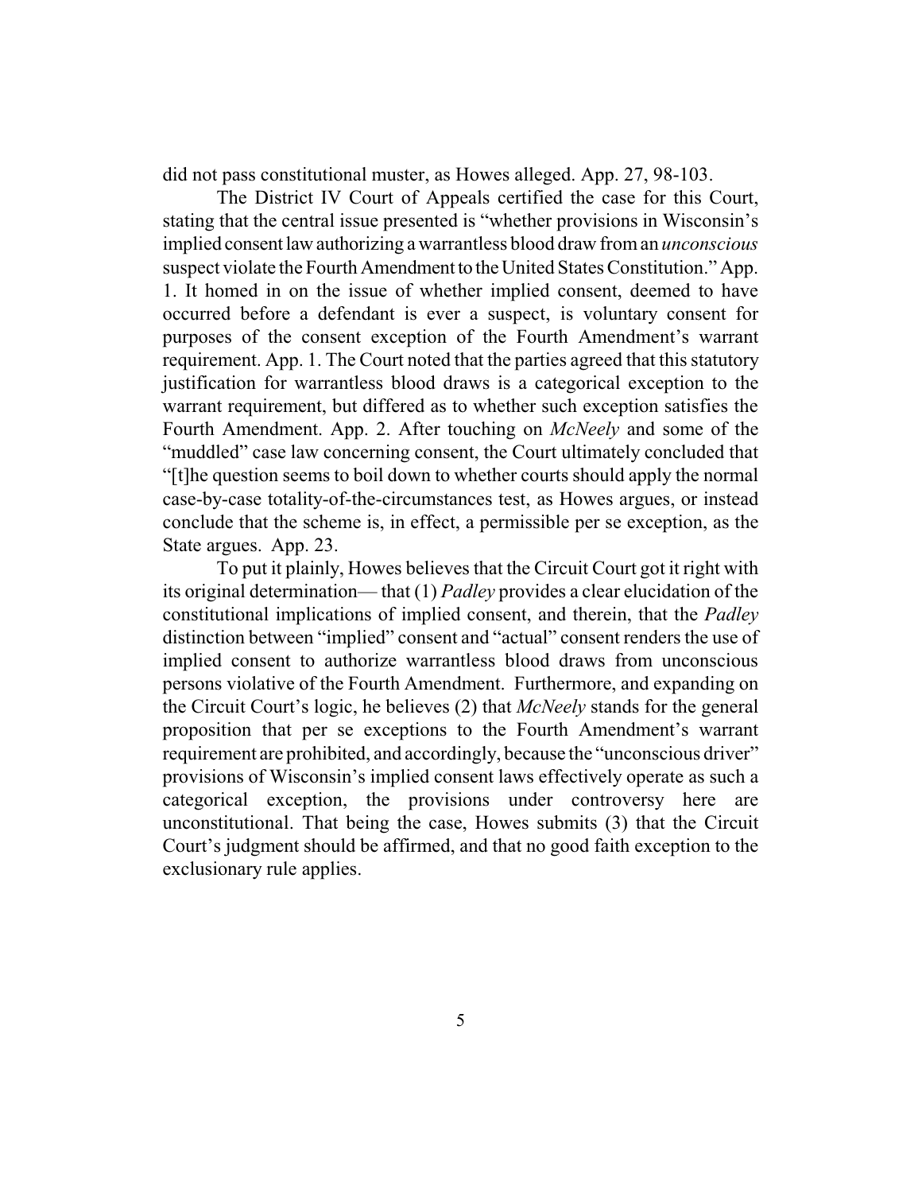did not pass constitutional muster, as Howes alleged. App. 27, 98-103.

The District IV Court of Appeals certified the case for this Court, stating that the central issue presented is "whether provisions in Wisconsin's implied consent law authorizing a warrantless blood draw from an *unconscious* suspect violate the Fourth Amendment to the United States Constitution." App. 1. It homed in on the issue of whether implied consent, deemed to have occurred before a defendant is ever a suspect, is voluntary consent for purposes of the consent exception of the Fourth Amendment's warrant requirement. App. 1. The Court noted that the parties agreed that this statutory justification for warrantless blood draws is a categorical exception to the warrant requirement, but differed as to whether such exception satisfies the Fourth Amendment. App. 2. After touching on *McNeely* and some of the "muddled" case law concerning consent, the Court ultimately concluded that "[t]he question seems to boil down to whether courts should apply the normal case-by-case totality-of-the-circumstances test, as Howes argues, or instead conclude that the scheme is, in effect, a permissible per se exception, as the State argues. App. 23.

To put it plainly, Howes believes that the Circuit Court got it right with its original determination— that (1) *Padley* provides a clear elucidation of the constitutional implications of implied consent, and therein, that the *Padley* distinction between "implied" consent and "actual" consent renders the use of implied consent to authorize warrantless blood draws from unconscious persons violative of the Fourth Amendment. Furthermore, and expanding on the Circuit Court's logic, he believes (2) that *McNeely* stands for the general proposition that per se exceptions to the Fourth Amendment's warrant requirement are prohibited, and accordingly, because the "unconscious driver" provisions of Wisconsin's implied consent laws effectively operate as such a categorical exception, the provisions under controversy here are unconstitutional. That being the case, Howes submits (3) that the Circuit Court's judgment should be affirmed, and that no good faith exception to the exclusionary rule applies.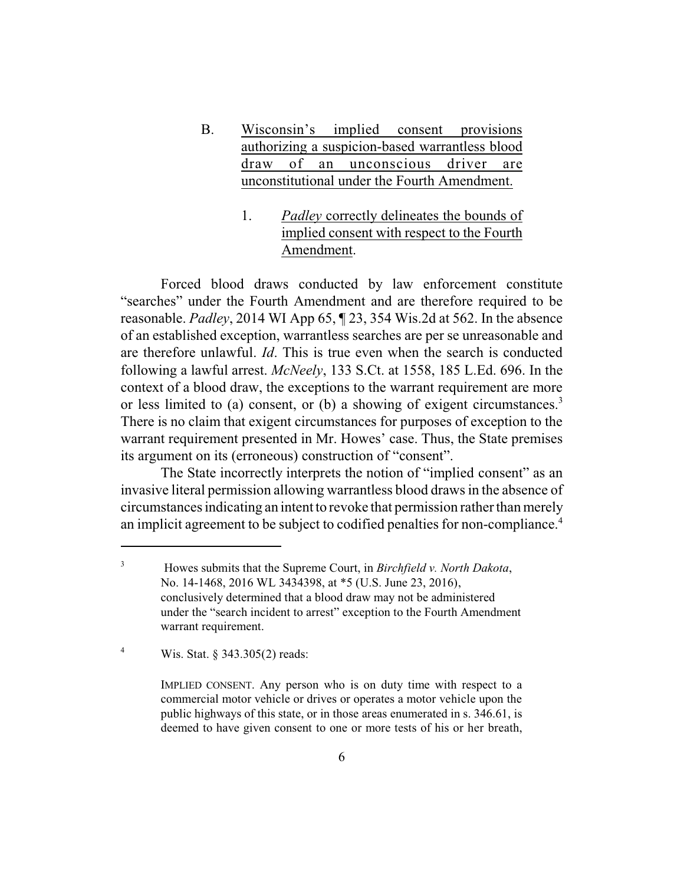B. Wisconsin's implied consent provisions authorizing a suspicion-based warrantless blood draw of an unconscious driver are unconstitutional under the Fourth Amendment.

1. *Padley* correctly delineates the bounds of implied consent with respect to the Fourth Amendment.

Forced blood draws conducted by law enforcement constitute "searches" under the Fourth Amendment and are therefore required to be reasonable. *Padley*, 2014 WI App 65, ¶ 23, 354 Wis.2d at 562. In the absence of an established exception, warrantless searches are per se unreasonable and are therefore unlawful. *Id*. This is true even when the search is conducted following a lawful arrest. *McNeely*, 133 S.Ct. at 1558, 185 L.Ed. 696. In the context of a blood draw, the exceptions to the warrant requirement are more or less limited to (a) consent, or (b) a showing of exigent circumstances.[3] There is no claim that exigent circumstances for purposes of exception to the warrant requirement presented in Mr. Howes' case. Thus, the State premises its argument on its (erroneous) construction of "consent".

The State incorrectly interprets the notion of "implied consent" as an invasive literal permission allowing warrantless blood draws in the absence of circumstances indicating an intent to revoke that permission rather than merely an implicit agreement to be subject to codified penalties for non-compliance.[4]

---

[3] Howes submits that the Supreme Court, in *Birchfield v. North Dakota*, No. 14-1468, 2016 WL 3434398, at *5 (U.S. June 23, 2016), conclusively determined that a blood draw may not be administered under the "search incident to arrest" exception to the Fourth Amendment warrant requirement.

[4] Wis. Stat. § 343.305(2) reads:

IMPLIED CONSENT. Any person who is on duty time with respect to a commercial motor vehicle or drives or operates a motor vehicle upon the public highways of this state, or in those areas enumerated in s. 346.61, is deemed to have given consent to one or more tests of his or her breath,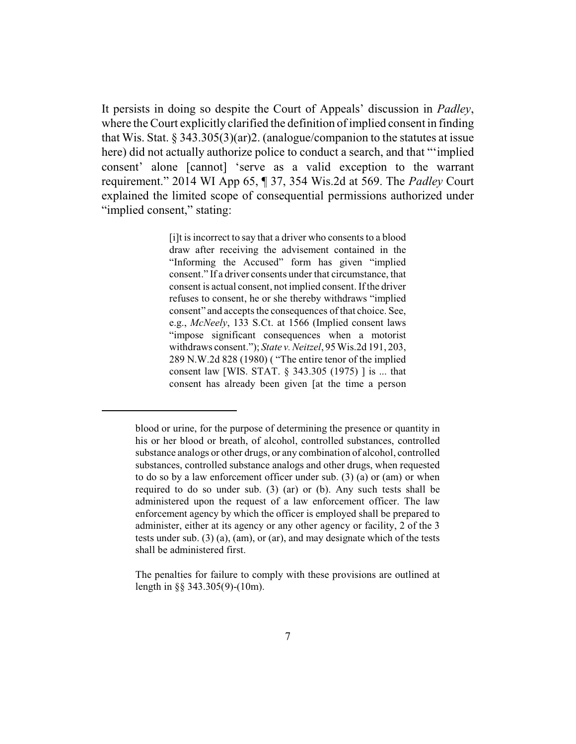It persists in doing so despite the Court of Appeals' discussion in *Padley*, where the Court explicitly clarified the definition of implied consent in finding that Wis. Stat. § 343.305(3)(ar)2. (analogue/companion to the statutes at issue here) did not actually authorize police to conduct a search, and that "'implied consent' alone [cannot] 'serve as a valid exception to the warrant requirement." 2014 WI App 65, ¶ 37, 354 Wis.2d at 569. The *Padley* Court explained the limited scope of consequential permissions authorized under "implied consent," stating:

> [i]t is incorrect to say that a driver who consents to a blood draw after receiving the advisement contained in the "Informing the Accused" form has given "implied consent." If a driver consents under that circumstance, that consent is actual consent, not implied consent. If the driver refuses to consent, he or she thereby withdraws "implied consent" and accepts the consequences of that choice. See, e.g., *McNeely*, 133 S.Ct. at 1566 (Implied consent laws "impose significant consequences when a motorist withdraws consent."); *State v. Neitzel*, 95 Wis.2d 191, 203, 289 N.W.2d 828 (1980) ( "The entire tenor of the implied consent law [WIS. STAT. § 343.305 (1975) ] is ... that consent has already been given [at the time a person

---

blood or urine, for the purpose of determining the presence or quantity in his or her blood or breath, of alcohol, controlled substances, controlled substance analogs or other drugs, or any combination of alcohol, controlled substances, controlled substance analogs and other drugs, when requested to do so by a law enforcement officer under sub. (3) (a) or (am) or when required to do so under sub. (3) (ar) or (b). Any such tests shall be administered upon the request of a law enforcement officer. The law enforcement agency by which the officer is employed shall be prepared to administer, either at its agency or any other agency or facility, 2 of the 3 tests under sub. (3) (a), (am), or (ar), and may designate which of the tests shall be administered first.

The penalties for failure to comply with these provisions are outlined at length in §§ 343.305(9)-(10m).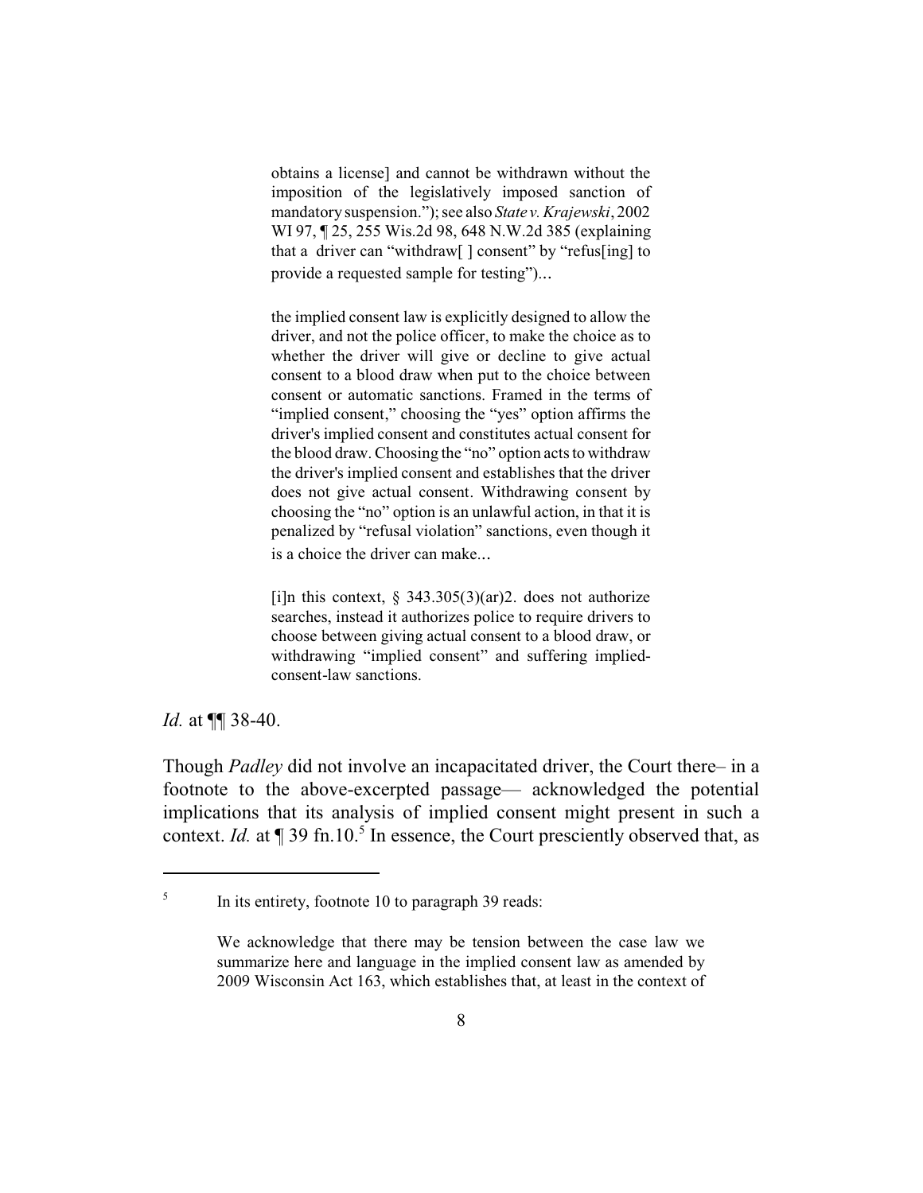> obtains a license] and cannot be withdrawn without the imposition of the legislatively imposed sanction of mandatory suspension."); see also *State v. Krajewski*, 2002 WI 97, ¶ 25, 255 Wis.2d 98, 648 N.W.2d 385 (explaining that a driver can "withdraw[ ] consent" by "refus[ing] to provide a requested sample for testing")...
>
> the implied consent law is explicitly designed to allow the driver, and not the police officer, to make the choice as to whether the driver will give or decline to give actual consent to a blood draw when put to the choice between consent or automatic sanctions. Framed in the terms of "implied consent," choosing the "yes" option affirms the driver's implied consent and constitutes actual consent for the blood draw. Choosing the "no" option acts to withdraw the driver's implied consent and establishes that the driver does not give actual consent. Withdrawing consent by choosing the "no" option is an unlawful action, in that it is penalized by "refusal violation" sanctions, even though it is a choice the driver can make...
>
> [i]n this context, § 343.305(3)(ar)2. does not authorize searches, instead it authorizes police to require drivers to choose between giving actual consent to a blood draw, or withdrawing "implied consent" and suffering implied-consent-law sanctions.

*Id.* at ¶¶ 38-40.

Though *Padley* did not involve an incapacitated driver, the Court there– in a footnote to the above-excerpted passage— acknowledged the potential implications that its analysis of implied consent might present in such a context. *Id.* at ¶ 39 fn.10.[5] In essence, the Court presciently observed that, as

---

[5] In its entirety, footnote 10 to paragraph 39 reads:

> We acknowledge that there may be tension between the case law we summarize here and language in the implied consent law as amended by 2009 Wisconsin Act 163, which establishes that, at least in the context of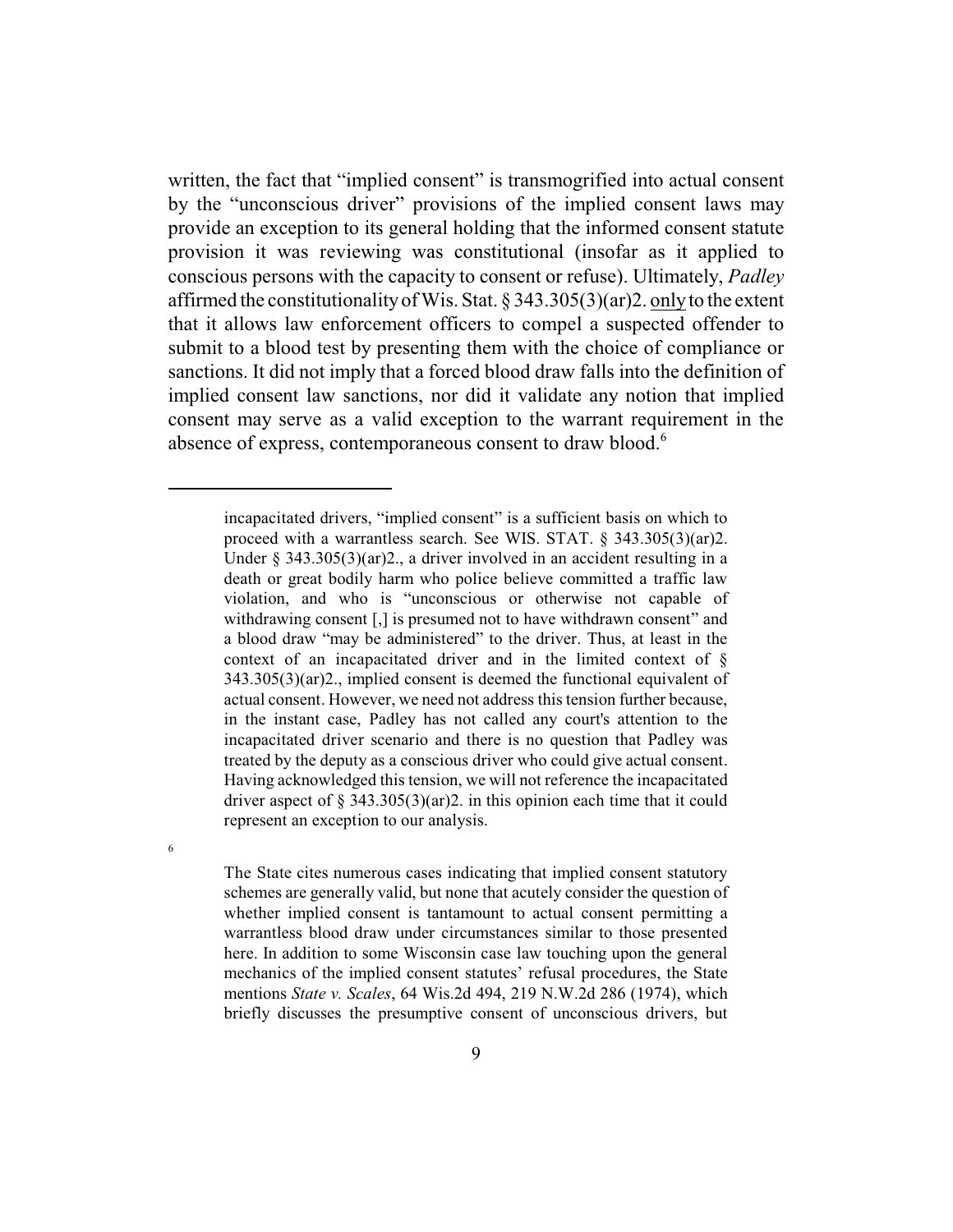written, the fact that "implied consent" is transmogrified into actual consent by the "unconscious driver" provisions of the implied consent laws may provide an exception to its general holding that the informed consent statute provision it was reviewing was constitutional (insofar as it applied to conscious persons with the capacity to consent or refuse). Ultimately, *Padley* affirmed the constitutionality of Wis. Stat. § 343.305(3)(ar)2. <u>only</u> to the extent that it allows law enforcement officers to compel a suspected offender to submit to a blood test by presenting them with the choice of compliance or sanctions. It did not imply that a forced blood draw falls into the definition of implied consent law sanctions, nor did it validate any notion that implied consent may serve as a valid exception to the warrant requirement in the absence of express, contemporaneous consent to draw blood.[6]

---

incapacitated drivers, "implied consent" is a sufficient basis on which to proceed with a warrantless search. See WIS. STAT. § 343.305(3)(ar)2. Under § 343.305(3)(ar)2., a driver involved in an accident resulting in a death or great bodily harm who police believe committed a traffic law violation, and who is "unconscious or otherwise not capable of withdrawing consent [,] is presumed not to have withdrawn consent" and a blood draw "may be administered" to the driver. Thus, at least in the context of an incapacitated driver and in the limited context of § 343.305(3)(ar)2., implied consent is deemed the functional equivalent of actual consent. However, we need not address this tension further because, in the instant case, Padley has not called any court's attention to the incapacitated driver scenario and there is no question that Padley was treated by the deputy as a conscious driver who could give actual consent. Having acknowledged this tension, we will not reference the incapacitated driver aspect of § 343.305(3)(ar)2. in this opinion each time that it could represent an exception to our analysis.

[6] The State cites numerous cases indicating that implied consent statutory schemes are generally valid, but none that acutely consider the question of whether implied consent is tantamount to actual consent permitting a warrantless blood draw under circumstances similar to those presented here. In addition to some Wisconsin case law touching upon the general mechanics of the implied consent statutes' refusal procedures, the State mentions *State v. Scales*, 64 Wis.2d 494, 219 N.W.2d 286 (1974), which briefly discusses the presumptive consent of unconscious drivers, but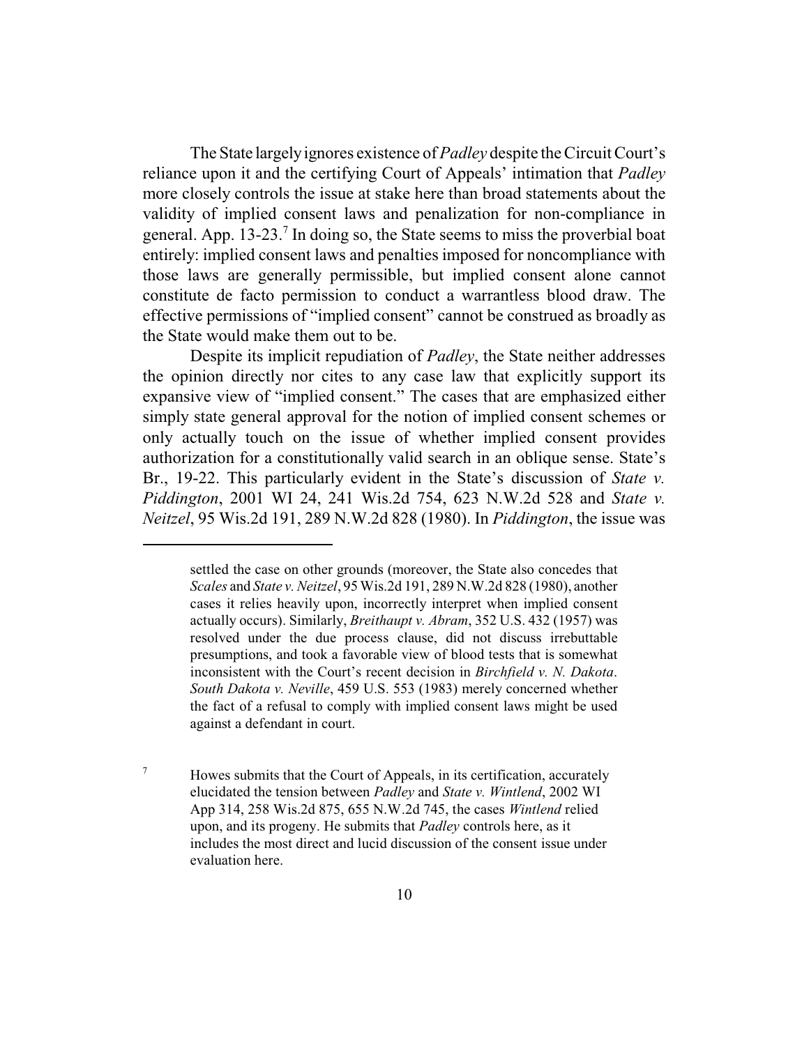The State largely ignores existence of *Padley* despite the Circuit Court's reliance upon it and the certifying Court of Appeals' intimation that *Padley* more closely controls the issue at stake here than broad statements about the validity of implied consent laws and penalization for non-compliance in general. App. 13-23.[7] In doing so, the State seems to miss the proverbial boat entirely: implied consent laws and penalties imposed for noncompliance with those laws are generally permissible, but implied consent alone cannot constitute de facto permission to conduct a warrantless blood draw. The effective permissions of "implied consent" cannot be construed as broadly as the State would make them out to be.

Despite its implicit repudiation of *Padley*, the State neither addresses the opinion directly nor cites to any case law that explicitly support its expansive view of "implied consent." The cases that are emphasized either simply state general approval for the notion of implied consent schemes or only actually touch on the issue of whether implied consent provides authorization for a constitutionally valid search in an oblique sense. State's Br., 19-22. This particularly evident in the State's discussion of *State v. Piddington*, 2001 WI 24, 241 Wis.2d 754, 623 N.W.2d 528 and *State v. Neitzel*, 95 Wis.2d 191, 289 N.W.2d 828 (1980). In *Piddington*, the issue was

---

settled the case on other grounds (moreover, the State also concedes that *Scales* and *State v. Neitzel*, 95 Wis.2d 191, 289 N.W.2d 828 (1980), another cases it relies heavily upon, incorrectly interpret when implied consent actually occurs). Similarly, *Breithaupt v. Abram*, 352 U.S. 432 (1957) was resolved under the due process clause, did not discuss irrebuttable presumptions, and took a favorable view of blood tests that is somewhat inconsistent with the Court's recent decision in *Birchfield v. N. Dakota*. *South Dakota v. Neville*, 459 U.S. 553 (1983) merely concerned whether the fact of a refusal to comply with implied consent laws might be used against a defendant in court.

[7] Howes submits that the Court of Appeals, in its certification, accurately elucidated the tension between *Padley* and *State v. Wintlend*, 2002 WI App 314, 258 Wis.2d 875, 655 N.W.2d 745, the cases *Wintlend* relied upon, and its progeny. He submits that *Padley* controls here, as it includes the most direct and lucid discussion of the consent issue under evaluation here.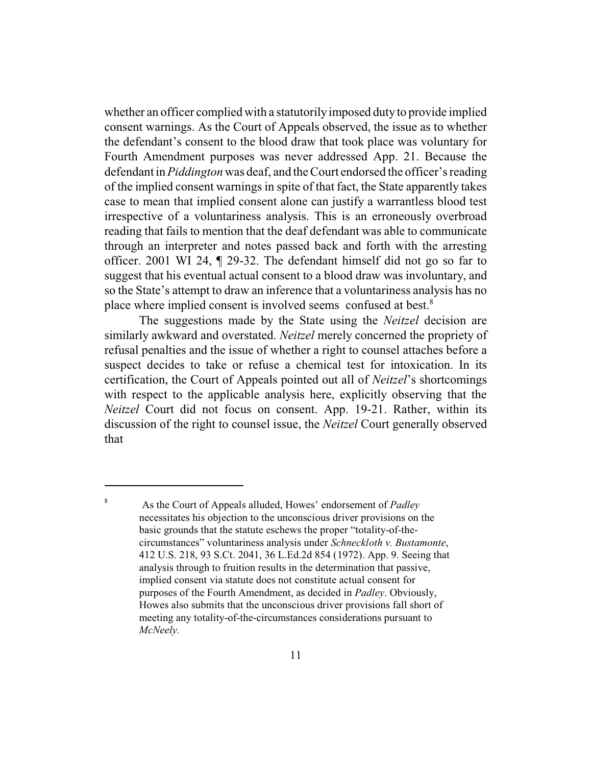whether an officer complied with a statutorily imposed duty to provide implied consent warnings. As the Court of Appeals observed, the issue as to whether the defendant's consent to the blood draw that took place was voluntary for Fourth Amendment purposes was never addressed App. 21. Because the defendant in *Piddington* was deaf, and the Court endorsed the officer's reading of the implied consent warnings in spite of that fact, the State apparently takes case to mean that implied consent alone can justify a warrantless blood test irrespective of a voluntariness analysis. This is an erroneously overbroad reading that fails to mention that the deaf defendant was able to communicate through an interpreter and notes passed back and forth with the arresting officer. 2001 WI 24, ¶ 29-32. The defendant himself did not go so far to suggest that his eventual actual consent to a blood draw was involuntary, and so the State's attempt to draw an inference that a voluntariness analysis has no place where implied consent is involved seems confused at best.[8]

The suggestions made by the State using the *Neitzel* decision are similarly awkward and overstated. *Neitzel* merely concerned the propriety of refusal penalties and the issue of whether a right to counsel attaches before a suspect decides to take or refuse a chemical test for intoxication. In its certification, the Court of Appeals pointed out all of *Neitzel*'s shortcomings with respect to the applicable analysis here, explicitly observing that the *Neitzel* Court did not focus on consent. App. 19-21. Rather, within its discussion of the right to counsel issue, the *Neitzel* Court generally observed that

---

[8] As the Court of Appeals alluded, Howes' endorsement of *Padley* necessitates his objection to the unconscious driver provisions on the basic grounds that the statute eschews the proper "totality-of-the-circumstances" voluntariness analysis under *Schneckloth v. Bustamonte*, 412 U.S. 218, 93 S.Ct. 2041, 36 L.Ed.2d 854 (1972). App. 9. Seeing that analysis through to fruition results in the determination that passive, implied consent via statute does not constitute actual consent for purposes of the Fourth Amendment, as decided in *Padley*. Obviously, Howes also submits that the unconscious driver provisions fall short of meeting any totality-of-the-circumstances considerations pursuant to *McNeely.*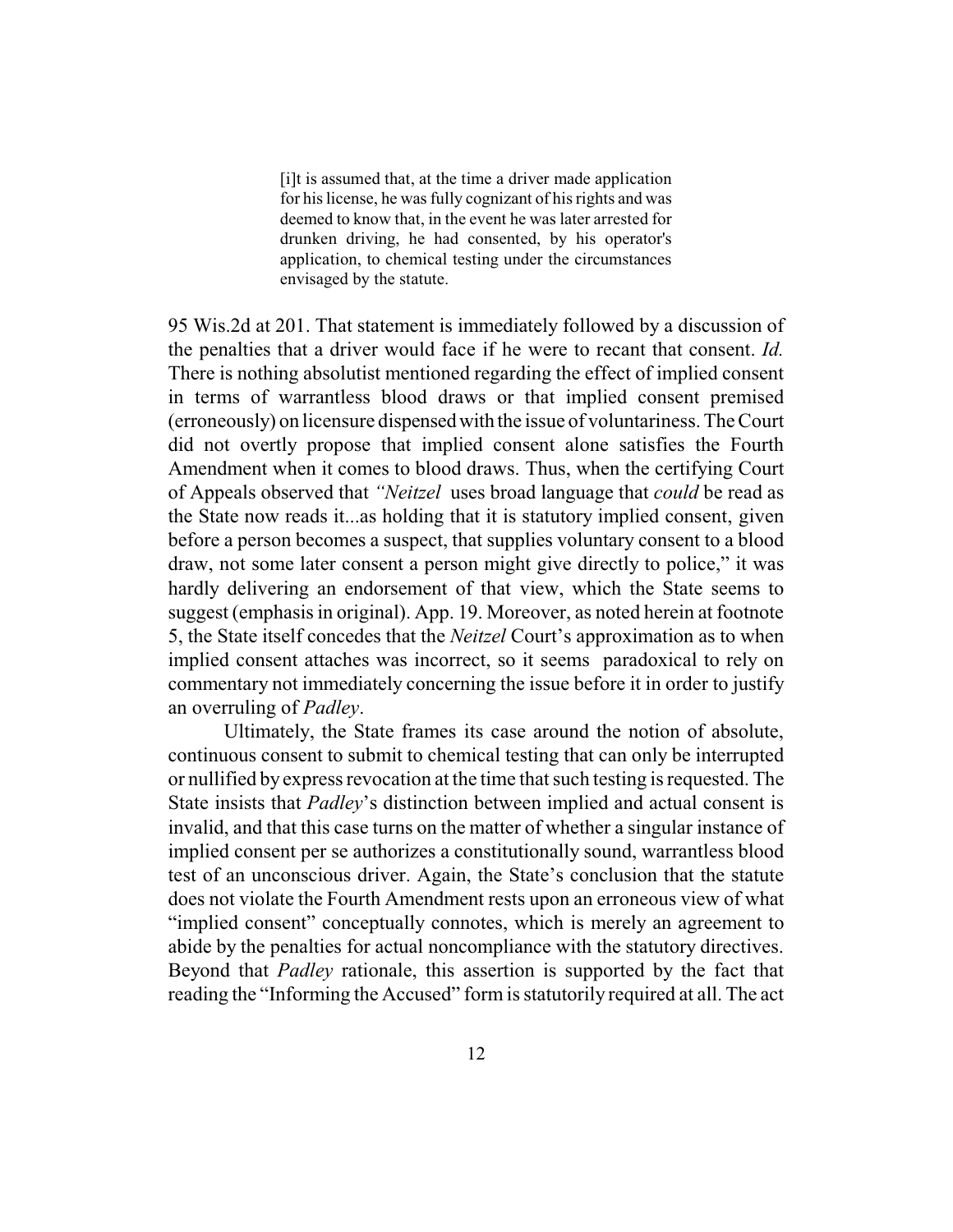> [i]t is assumed that, at the time a driver made application for his license, he was fully cognizant of his rights and was deemed to know that, in the event he was later arrested for drunken driving, he had consented, by his operator's application, to chemical testing under the circumstances envisaged by the statute.

95 Wis.2d at 201. That statement is immediately followed by a discussion of the penalties that a driver would face if he were to recant that consent. *Id.* There is nothing absolutist mentioned regarding the effect of implied consent in terms of warrantless blood draws or that implied consent premised (erroneously) on licensure dispensed with the issue of voluntariness. The Court did not overtly propose that implied consent alone satisfies the Fourth Amendment when it comes to blood draws. Thus, when the certifying Court of Appeals observed that *"Neitzel* uses broad language that *could* be read as the State now reads it...as holding that it is statutory implied consent, given before a person becomes a suspect, that supplies voluntary consent to a blood draw, not some later consent a person might give directly to police," it was hardly delivering an endorsement of that view, which the State seems to suggest (emphasis in original). App. 19. Moreover, as noted herein at footnote 5, the State itself concedes that the *Neitzel* Court's approximation as to when implied consent attaches was incorrect, so it seems paradoxical to rely on commentary not immediately concerning the issue before it in order to justify an overruling of *Padley*.

Ultimately, the State frames its case around the notion of absolute, continuous consent to submit to chemical testing that can only be interrupted or nullified by express revocation at the time that such testing is requested. The State insists that *Padley*'s distinction between implied and actual consent is invalid, and that this case turns on the matter of whether a singular instance of implied consent per se authorizes a constitutionally sound, warrantless blood test of an unconscious driver. Again, the State's conclusion that the statute does not violate the Fourth Amendment rests upon an erroneous view of what "implied consent" conceptually connotes, which is merely an agreement to abide by the penalties for actual noncompliance with the statutory directives. Beyond that *Padley* rationale, this assertion is supported by the fact that reading the "Informing the Accused" form is statutorily required at all. The act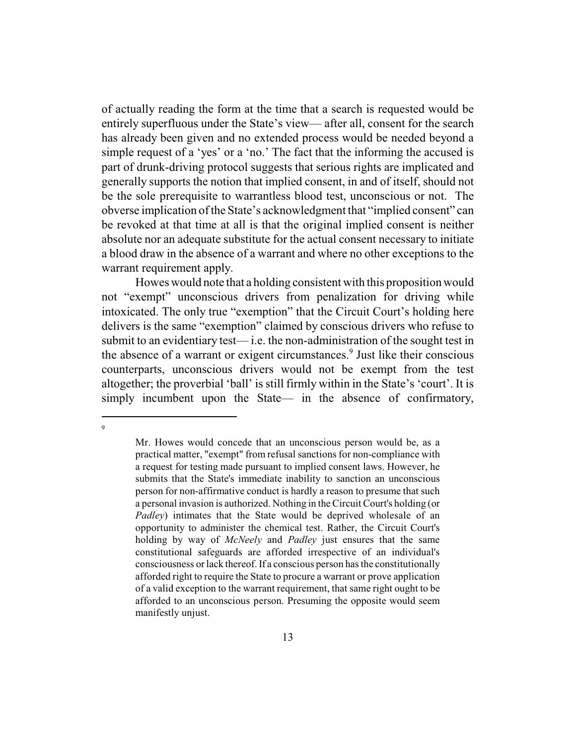of actually reading the form at the time that a search is requested would be entirely superfluous under the State's view— after all, consent for the search has already been given and no extended process would be needed beyond a simple request of a 'yes' or a 'no.' The fact that the informing the accused is part of drunk-driving protocol suggests that serious rights are implicated and generally supports the notion that implied consent, in and of itself, should not be the sole prerequisite to warrantless blood test, unconscious or not. The obverse implication of the State's acknowledgment that "implied consent" can be revoked at that time at all is that the original implied consent is neither absolute nor an adequate substitute for the actual consent necessary to initiate a blood draw in the absence of a warrant and where no other exceptions to the warrant requirement apply.

Howes would note that a holding consistent with this proposition would not "exempt" unconscious drivers from penalization for driving while intoxicated. The only true "exemption" that the Circuit Court's holding here delivers is the same "exemption" claimed by conscious drivers who refuse to submit to an evidentiary test— i.e. the non-administration of the sought test in the absence of a warrant or exigent circumstances.[9] Just like their conscious counterparts, unconscious drivers would not be exempt from the test altogether; the proverbial 'ball' is still firmly within in the State's 'court'. It is simply incumbent upon the State— in the absence of confirmatory,

---

[9] Mr. Howes would concede that an unconscious person would be, as a practical matter, "exempt" from refusal sanctions for non-compliance with a request for testing made pursuant to implied consent laws. However, he submits that the State's immediate inability to sanction an unconscious person for non-affirmative conduct is hardly a reason to presume that such a personal invasion is authorized. Nothing in the Circuit Court's holding (or *Padley*) intimates that the State would be deprived wholesale of an opportunity to administer the chemical test. Rather, the Circuit Court's holding by way of *McNeely* and *Padley* just ensures that the same constitutional safeguards are afforded irrespective of an individual's consciousness or lack thereof. If a conscious person has the constitutionally afforded right to require the State to procure a warrant or prove application of a valid exception to the warrant requirement, that same right ought to be afforded to an unconscious person. Presuming the opposite would seem manifestly unjust.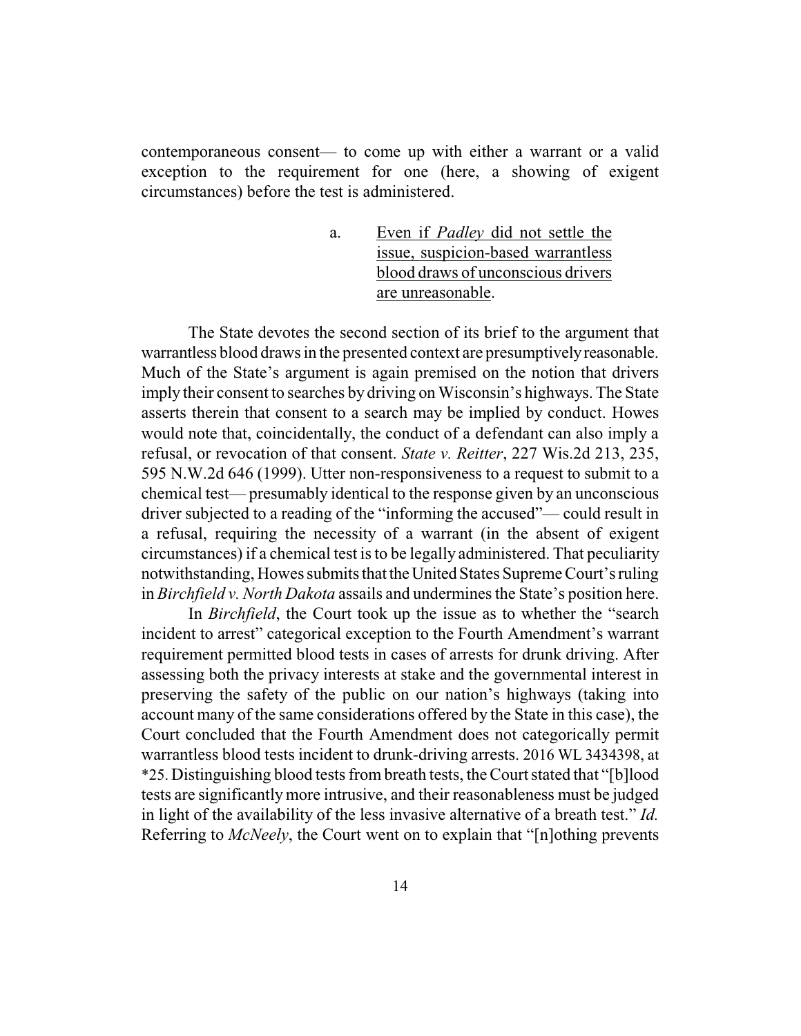contemporaneous consent— to come up with either a warrant or a valid exception to the requirement for one (here, a showing of exigent circumstances) before the test is administered.

a. Even if *Padley* did not settle the issue, suspicion-based warrantless blood draws of unconscious drivers are unreasonable.

The State devotes the second section of its brief to the argument that warrantless blood draws in the presented context are presumptively reasonable. Much of the State's argument is again premised on the notion that drivers imply their consent to searches by driving on Wisconsin's highways. The State asserts therein that consent to a search may be implied by conduct. Howes would note that, coincidentally, the conduct of a defendant can also imply a refusal, or revocation of that consent. *State v. Reitter*, 227 Wis.2d 213, 235, 595 N.W.2d 646 (1999). Utter non-responsiveness to a request to submit to a chemical test— presumably identical to the response given by an unconscious driver subjected to a reading of the "informing the accused"— could result in a refusal, requiring the necessity of a warrant (in the absence of exigent circumstances) if a chemical test is to be legally administered. That peculiarity notwithstanding, Howes submits that the United States Supreme Court's ruling in *Birchfield v. North Dakota* assails and undermines the State's position here.

In *Birchfield*, the Court took up the issue as to whether the "search incident to arrest" categorical exception to the Fourth Amendment's warrant requirement permitted blood tests in cases of arrests for drunk driving. After assessing both the privacy interests at stake and the governmental interest in preserving the safety of the public on our nation's highways (taking into account many of the same considerations offered by the State in this case), the Court concluded that the Fourth Amendment does not categorically permit warrantless blood tests incident to drunk-driving arrests. 2016 WL 3434398, at *25. Distinguishing blood tests from breath tests, the Court stated that "[b]lood tests are significantly more intrusive, and their reasonableness must be judged in light of the availability of the less invasive alternative of a breath test." *Id.* Referring to *McNeely*, the Court went on to explain that "[n]othing prevents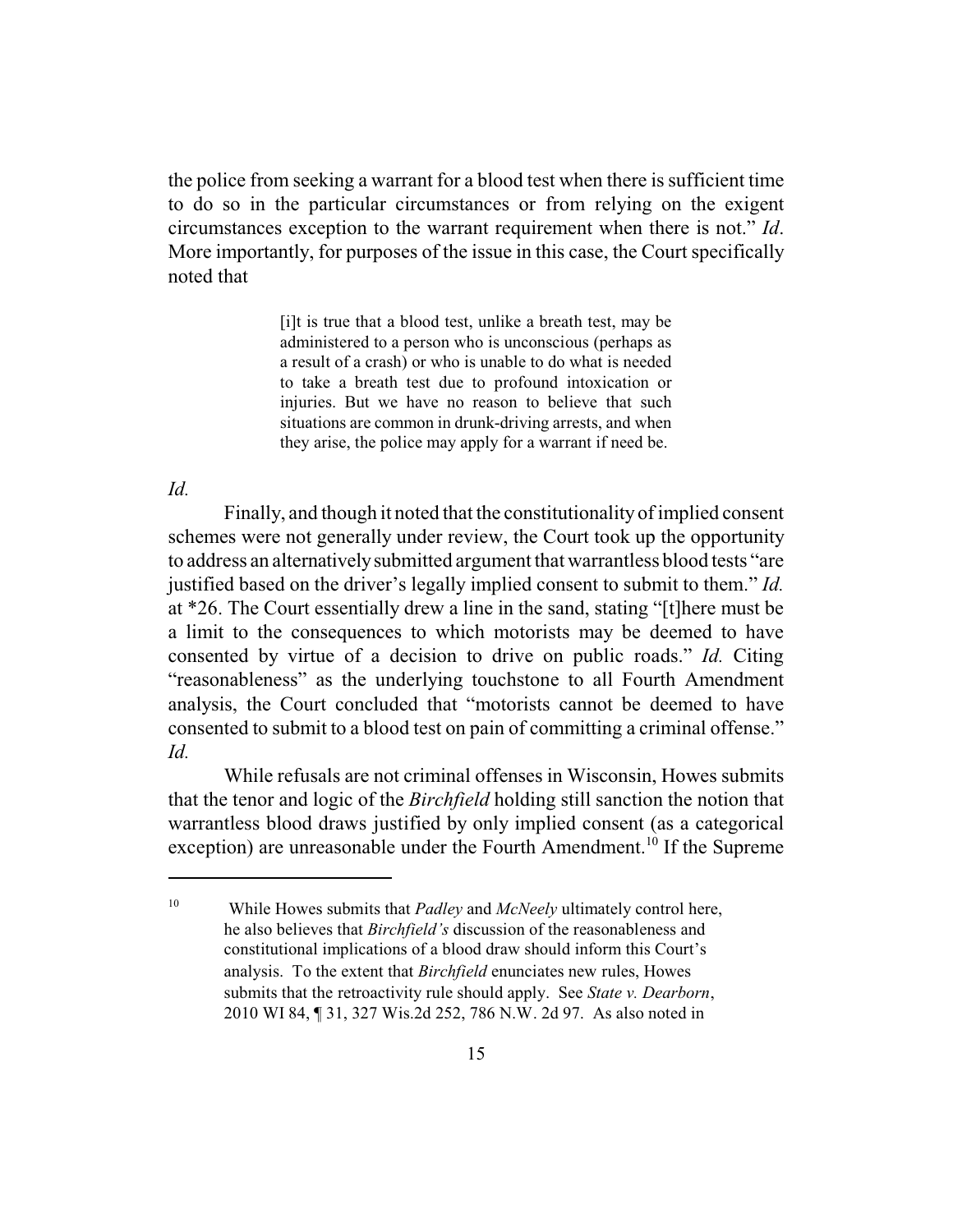the police from seeking a warrant for a blood test when there is sufficient time to do so in the particular circumstances or from relying on the exigent circumstances exception to the warrant requirement when there is not." *Id*. More importantly, for purposes of the issue in this case, the Court specifically noted that

> [i]t is true that a blood test, unlike a breath test, may be administered to a person who is unconscious (perhaps as a result of a crash) or who is unable to do what is needed to take a breath test due to profound intoxication or injuries. But we have no reason to believe that such situations are common in drunk-driving arrests, and when they arise, the police may apply for a warrant if need be.

*Id.*

Finally, and though it noted that the constitutionality of implied consent schemes were not generally under review, the Court took up the opportunity to address an alternatively submitted argument that warrantless blood tests "are justified based on the driver's legally implied consent to submit to them." *Id.* at *26. The Court essentially drew a line in the sand, stating "[t]here must be a limit to the consequences to which motorists may be deemed to have consented by virtue of a decision to drive on public roads." *Id.* Citing "reasonableness" as the underlying touchstone to all Fourth Amendment analysis, the Court concluded that "motorists cannot be deemed to have consented to submit to a blood test on pain of committing a criminal offense." *Id.*

While refusals are not criminal offenses in Wisconsin, Howes submits that the tenor and logic of the *Birchfield* holding still sanction the notion that warrantless blood draws justified by only implied consent (as a categorical exception) are unreasonable under the Fourth Amendment.[10] If the Supreme

[10] While Howes submits that *Padley* and *McNeely* ultimately control here, he also believes that *Birchfield's* discussion of the reasonableness and constitutional implications of a blood draw should inform this Court's analysis. To the extent that *Birchfield* enunciates new rules, Howes submits that the retroactivity rule should apply. See *State v. Dearborn*, 2010 WI 84, ¶ 31, 327 Wis.2d 252, 786 N.W. 2d 97. As also noted in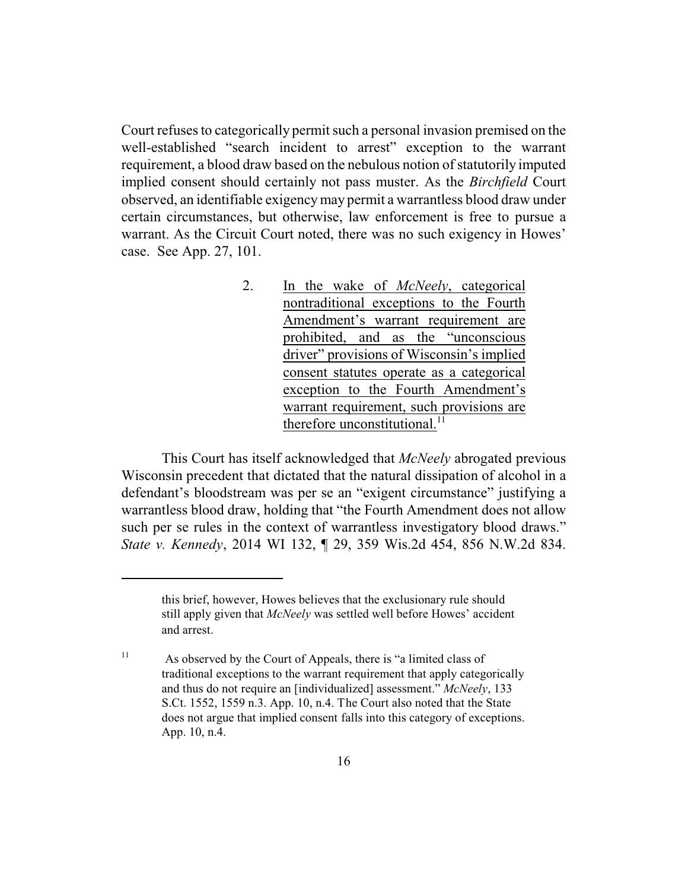Court refuses to categorically permit such a personal invasion premised on the well-established "search incident to arrest" exception to the warrant requirement, a blood draw based on the nebulous notion of statutorily imputed implied consent should certainly not pass muster. As the *Birchfield* Court observed, an identifiable exigency may permit a warrantless blood draw under certain circumstances, but otherwise, law enforcement is free to pursue a warrant. As the Circuit Court noted, there was no such exigency in Howes' case. See App. 27, 101.

> 2. <u>In the wake of *McNeely*, categorical nontraditional exceptions to the Fourth Amendment's warrant requirement are prohibited, and as the "unconscious driver" provisions of Wisconsin's implied consent statutes operate as a categorical exception to the Fourth Amendment's warrant requirement, such provisions are therefore unconstitutional.</u>[11]

This Court has itself acknowledged that *McNeely* abrogated previous Wisconsin precedent that dictated that the natural dissipation of alcohol in a defendant's bloodstream was per se an "exigent circumstance" justifying a warrantless blood draw, holding that "the Fourth Amendment does not allow such per se rules in the context of warrantless investigatory blood draws." *State v. Kennedy*, 2014 WI 132, ¶ 29, 359 Wis.2d 454, 856 N.W.2d 834.

---

this brief, however, Howes believes that the exclusionary rule should still apply given that *McNeely* was settled well before Howes' accident and arrest.

[11] As observed by the Court of Appeals, there is "a limited class of traditional exceptions to the warrant requirement that apply categorically and thus do not require an [individualized] assessment." *McNeely*, 133 S.Ct. 1552, 1559 n.3. App. 10, n.4. The Court also noted that the State does not argue that implied consent falls into this category of exceptions. App. 10, n.4.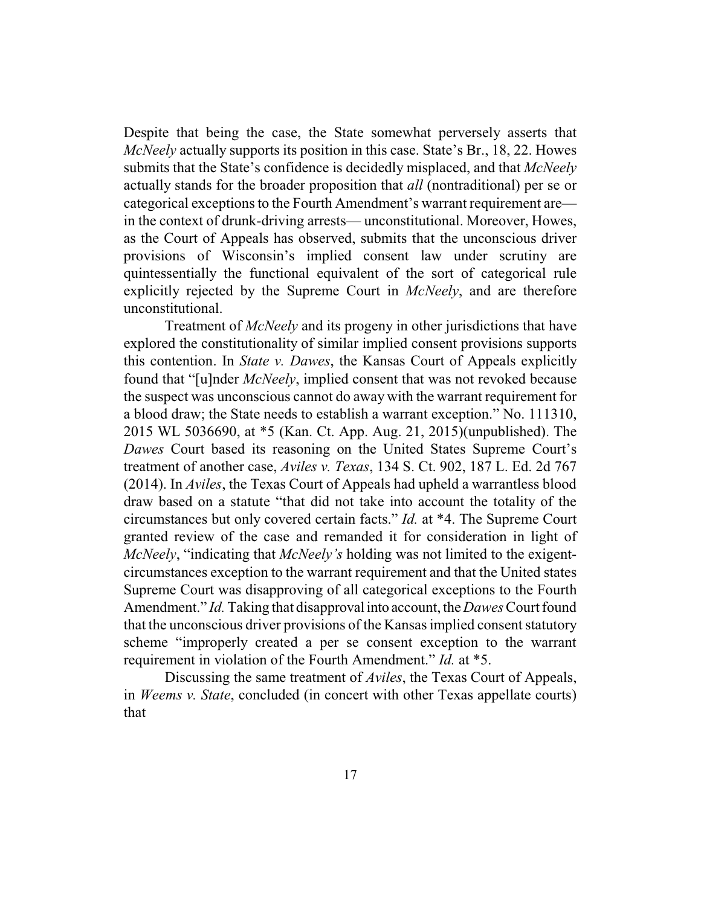Despite that being the case, the State somewhat perversely asserts that *McNeely* actually supports its position in this case. State's Br., 18, 22. Howes submits that the State's confidence is decidedly misplaced, and that *McNeely* actually stands for the broader proposition that *all* (nontraditional) per se or categorical exceptions to the Fourth Amendment's warrant requirement are— in the context of drunk-driving arrests— unconstitutional. Moreover, Howes, as the Court of Appeals has observed, submits that the unconscious driver provisions of Wisconsin's implied consent law under scrutiny are quintessentially the functional equivalent of the sort of categorical rule explicitly rejected by the Supreme Court in *McNeely*, and are therefore unconstitutional.

Treatment of *McNeely* and its progeny in other jurisdictions that have explored the constitutionality of similar implied consent provisions supports this contention. In *State v. Dawes*, the Kansas Court of Appeals explicitly found that "[u]nder *McNeely*, implied consent that was not revoked because the suspect was unconscious cannot do away with the warrant requirement for a blood draw; the State needs to establish a warrant exception." No. 111310, 2015 WL 5036690, at *5 (Kan. Ct. App. Aug. 21, 2015)(unpublished). The *Dawes* Court based its reasoning on the United States Supreme Court's treatment of another case, *Aviles v. Texas*, 134 S. Ct. 902, 187 L. Ed. 2d 767 (2014). In *Aviles*, the Texas Court of Appeals had upheld a warrantless blood draw based on a statute "that did not take into account the totality of the circumstances but only covered certain facts." *Id.* at *4. The Supreme Court granted review of the case and remanded it for consideration in light of *McNeely*, "indicating that *McNeely's* holding was not limited to the exigent-circumstances exception to the warrant requirement and that the United states Supreme Court was disapproving of all categorical exceptions to the Fourth Amendment." *Id.* Taking that disapproval into account, the *Dawes* Court found that the unconscious driver provisions of the Kansas implied consent statutory scheme "improperly created a per se consent exception to the warrant requirement in violation of the Fourth Amendment." *Id.* at *5.

Discussing the same treatment of *Aviles*, the Texas Court of Appeals, in *Weems v. State*, concluded (in concert with other Texas appellate courts) that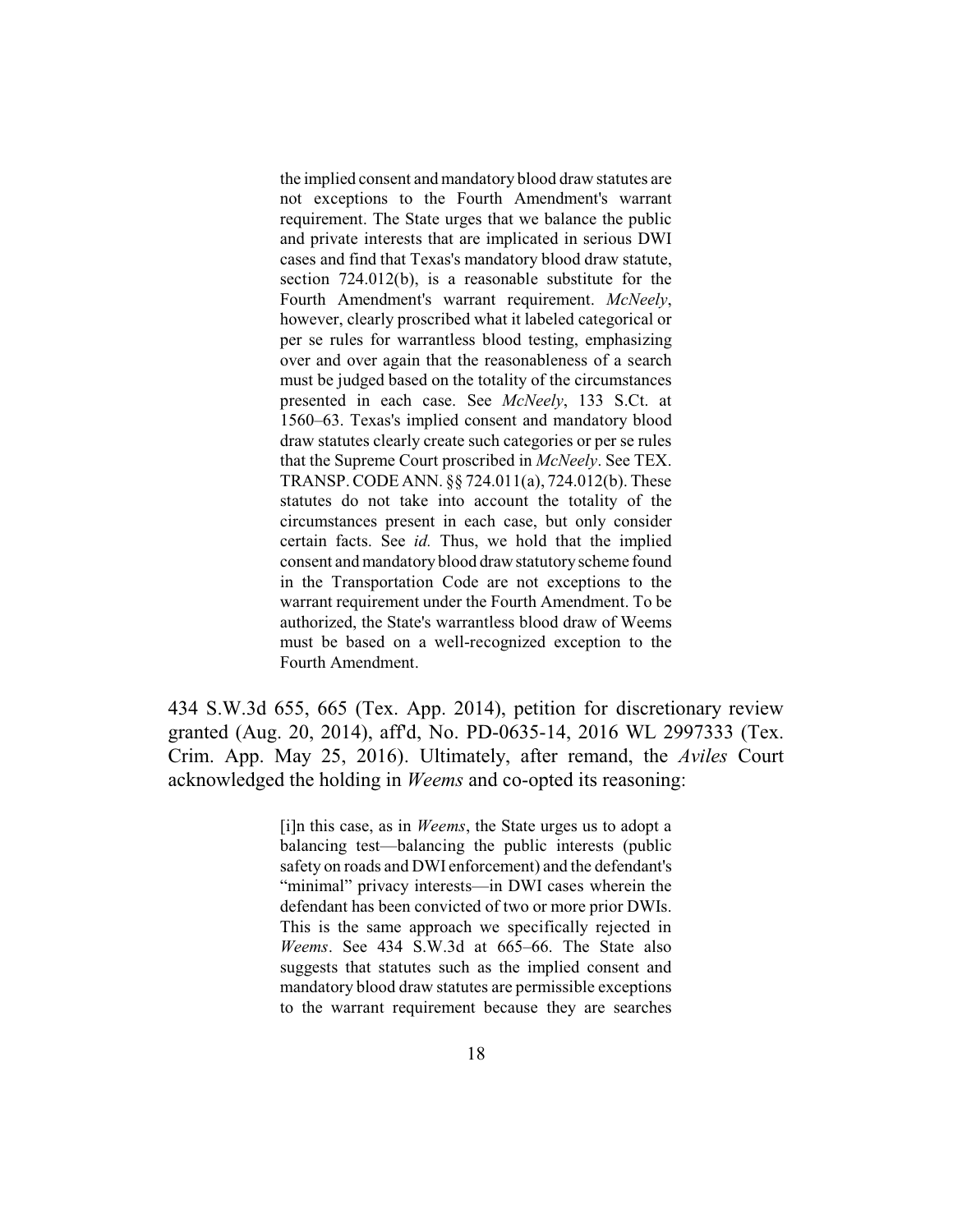> the implied consent and mandatory blood draw statutes are not exceptions to the Fourth Amendment's warrant requirement. The State urges that we balance the public and private interests that are implicated in serious DWI cases and find that Texas's mandatory blood draw statute, section 724.012(b), is a reasonable substitute for the Fourth Amendment's warrant requirement. *McNeely*, however, clearly proscribed what it labeled categorical or per se rules for warrantless blood testing, emphasizing over and over again that the reasonableness of a search must be judged based on the totality of the circumstances presented in each case. See *McNeely*, 133 S.Ct. at 1560–63. Texas's implied consent and mandatory blood draw statutes clearly create such categories or per se rules that the Supreme Court proscribed in *McNeely*. See TEX. TRANSP. CODE ANN. §§ 724.011(a), 724.012(b). These statutes do not take into account the totality of the circumstances present in each case, but only consider certain facts. See *id.* Thus, we hold that the implied consent and mandatory blood draw statutory scheme found in the Transportation Code are not exceptions to the warrant requirement under the Fourth Amendment. To be authorized, the State's warrantless blood draw of Weems must be based on a well-recognized exception to the Fourth Amendment.

434 S.W.3d 655, 665 (Tex. App. 2014), petition for discretionary review granted (Aug. 20, 2014), aff'd, No. PD-0635-14, 2016 WL 2997333 (Tex. Crim. App. May 25, 2016). Ultimately, after remand, the *Aviles* Court acknowledged the holding in *Weems* and co-opted its reasoning:

> [i]n this case, as in *Weems*, the State urges us to adopt a balancing test—balancing the public interests (public safety on roads and DWI enforcement) and the defendant's "minimal" privacy interests—in DWI cases wherein the defendant has been convicted of two or more prior DWIs. This is the same approach we specifically rejected in *Weems*. See 434 S.W.3d at 665–66. The State also suggests that statutes such as the implied consent and mandatory blood draw statutes are permissible exceptions to the warrant requirement because they are searches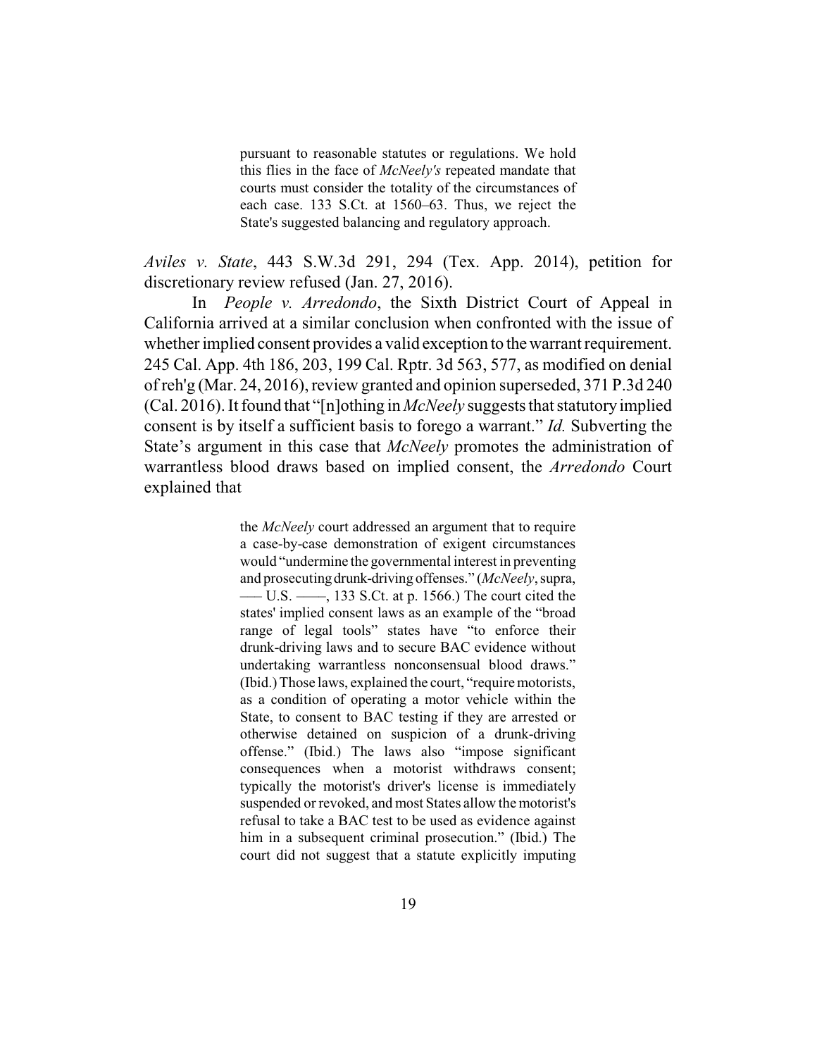> pursuant to reasonable statutes or regulations. We hold this flies in the face of *McNeely's* repeated mandate that courts must consider the totality of the circumstances of each case. 133 S.Ct. at 1560–63. Thus, we reject the State's suggested balancing and regulatory approach.

*Aviles v. State*, 443 S.W.3d 291, 294 (Tex. App. 2014), petition for discretionary review refused (Jan. 27, 2016).

In *People v. Arredondo*, the Sixth District Court of Appeal in California arrived at a similar conclusion when confronted with the issue of whether implied consent provides a valid exception to the warrant requirement. 245 Cal. App. 4th 186, 203, 199 Cal. Rptr. 3d 563, 577, as modified on denial of reh'g (Mar. 24, 2016), review granted and opinion superseded, 371 P.3d 240 (Cal. 2016). It found that "[n]othing in *McNeely* suggests that statutory implied consent is by itself a sufficient basis to forego a warrant." *Id.* Subverting the State's argument in this case that *McNeely* promotes the administration of warrantless blood draws based on implied consent, the *Arredondo* Court explained that

> the *McNeely* court addressed an argument that to require a case-by-case demonstration of exigent circumstances would "undermine the governmental interest in preventing and prosecuting drunk-driving offenses." (*McNeely*, supra, ––– U.S. ––––, 133 S.Ct. at p. 1566.) The court cited the states' implied consent laws as an example of the "broad range of legal tools" states have "to enforce their drunk-driving laws and to secure BAC evidence without undertaking warrantless nonconsensual blood draws." (Ibid.) Those laws, explained the court, "require motorists, as a condition of operating a motor vehicle within the State, to consent to BAC testing if they are arrested or otherwise detained on suspicion of a drunk-driving offense." (Ibid.) The laws also "impose significant consequences when a motorist withdraws consent; typically the motorist's driver's license is immediately suspended or revoked, and most States allow the motorist's refusal to take a BAC test to be used as evidence against him in a subsequent criminal prosecution." (Ibid.) The court did not suggest that a statute explicitly imputing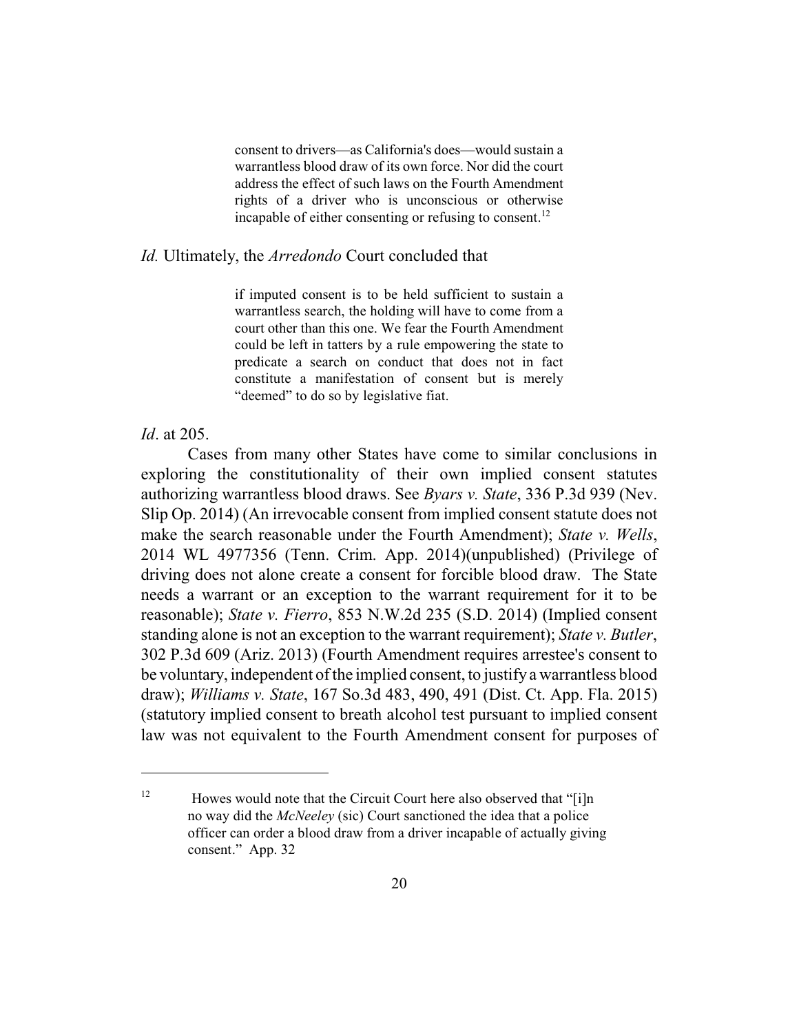> consent to drivers—as California's does—would sustain a warrantless blood draw of its own force. Nor did the court address the effect of such laws on the Fourth Amendment rights of a driver who is unconscious or otherwise incapable of either consenting or refusing to consent.[12]

*Id.* Ultimately, the *Arredondo* Court concluded that

> if imputed consent is to be held sufficient to sustain a warrantless search, the holding will have to come from a court other than this one. We fear the Fourth Amendment could be left in tatters by a rule empowering the state to predicate a search on conduct that does not in fact constitute a manifestation of consent but is merely "deemed" to do so by legislative fiat.

*Id*. at 205.

Cases from many other States have come to similar conclusions in exploring the constitutionality of their own implied consent statutes authorizing warrantless blood draws. See *Byars v. State*, 336 P.3d 939 (Nev. Slip Op. 2014) (An irrevocable consent from implied consent statute does not make the search reasonable under the Fourth Amendment); *State v. Wells*, 2014 WL 4977356 (Tenn. Crim. App. 2014)(unpublished) (Privilege of driving does not alone create a consent for forcible blood draw. The State needs a warrant or an exception to the warrant requirement for it to be reasonable); *State v. Fierro*, 853 N.W.2d 235 (S.D. 2014) (Implied consent standing alone is not an exception to the warrant requirement); *State v. Butler*, 302 P.3d 609 (Ariz. 2013) (Fourth Amendment requires arrestee's consent to be voluntary, independent of the implied consent, to justify a warrantless blood draw); *Williams v. State*, 167 So.3d 483, 490, 491 (Dist. Ct. App. Fla. 2015) (statutory implied consent to breath alcohol test pursuant to implied consent law was not equivalent to the Fourth Amendment consent for purposes of

---

[12] Howes would note that the Circuit Court here also observed that "[i]n no way did the *McNeeley* (sic) Court sanctioned the idea that a police officer can order a blood draw from a driver incapable of actually giving consent." App. 32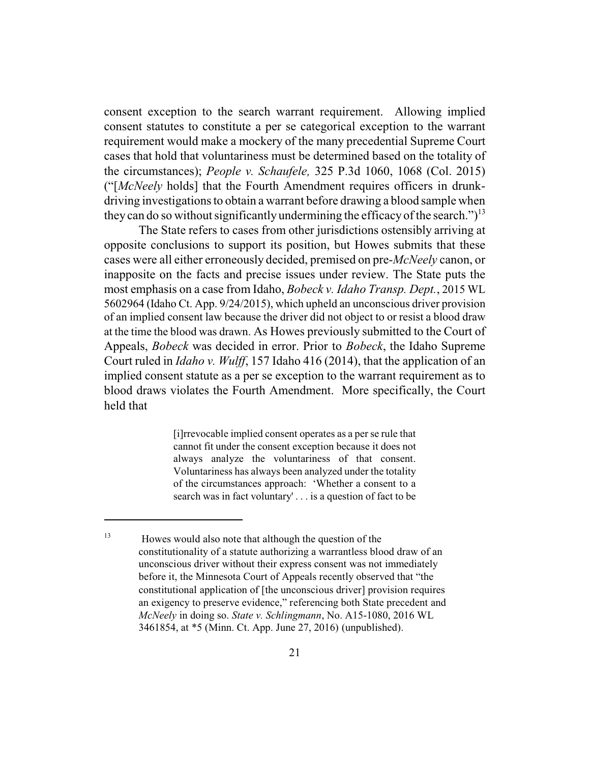consent exception to the search warrant requirement. Allowing implied consent statutes to constitute a per se categorical exception to the warrant requirement would make a mockery of the many precedential Supreme Court cases that hold that voluntariness must be determined based on the totality of the circumstances); *People v. Schaufele,* 325 P.3d 1060, 1068 (Col. 2015) ("[*McNeely* holds] that the Fourth Amendment requires officers in drunk-driving investigations to obtain a warrant before drawing a blood sample when they can do so without significantly undermining the efficacy of the search.")[13]

The State refers to cases from other jurisdictions ostensibly arriving at opposite conclusions to support its position, but Howes submits that these cases were all either erroneously decided, premised on pre-*McNeely* canon, or inapposite on the facts and precise issues under review. The State puts the most emphasis on a case from Idaho, *Bobeck v. Idaho Transp. Dept.*, 2015 WL 5602964 (Idaho Ct. App. 9/24/2015), which upheld an unconscious driver provision of an implied consent law because the driver did not object to or resist a blood draw at the time the blood was drawn. As Howes previously submitted to the Court of Appeals, *Bobeck* was decided in error. Prior to *Bobeck*, the Idaho Supreme Court ruled in *Idaho v. Wulff*, 157 Idaho 416 (2014), that the application of an implied consent statute as a per se exception to the warrant requirement as to blood draws violates the Fourth Amendment. More specifically, the Court held that

> [i]rrevocable implied consent operates as a per se rule that cannot fit under the consent exception because it does not always analyze the voluntariness of that consent. Voluntariness has always been analyzed under the totality of the circumstances approach: 'Whether a consent to a search was in fact voluntary' . . . is a question of fact to be

---

[13] Howes would also note that although the question of the constitutionality of a statute authorizing a warrantless blood draw of an unconscious driver without their express consent was not immediately before it, the Minnesota Court of Appeals recently observed that "the constitutional application of [the unconscious driver] provision requires an exigency to preserve evidence," referencing both State precedent and *McNeely* in doing so. *State v. Schlingmann*, No. A15-1080, 2016 WL 3461854, at *5 (Minn. Ct. App. June 27, 2016) (unpublished).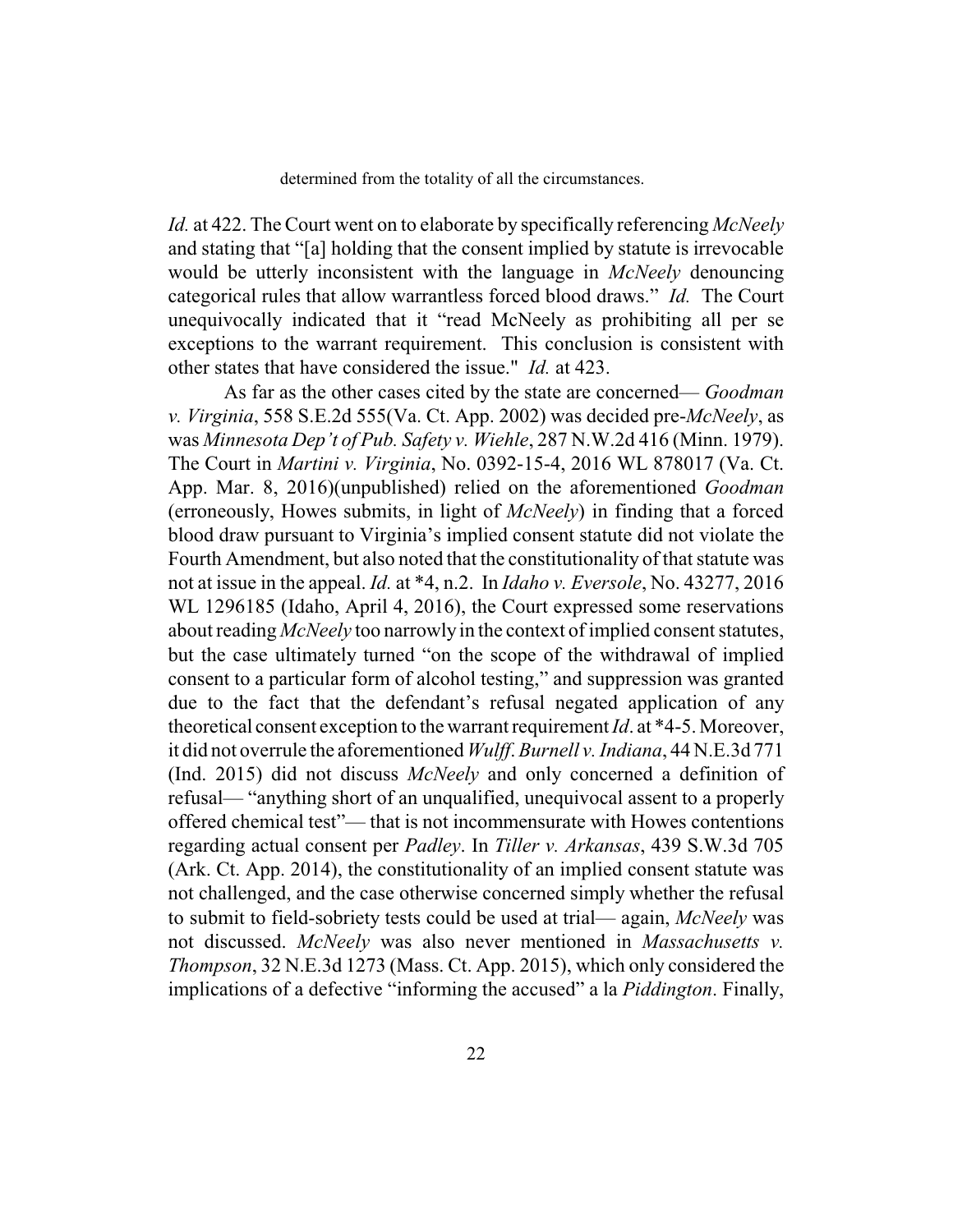determined from the totality of all the circumstances.

*Id.* at 422. The Court went on to elaborate by specifically referencing *McNeely* and stating that "[a] holding that the consent implied by statute is irrevocable would be utterly inconsistent with the language in *McNeely* denouncing categorical rules that allow warrantless forced blood draws." *Id.* The Court unequivocally indicated that it "read McNeely as prohibiting all per se exceptions to the warrant requirement. This conclusion is consistent with other states that have considered the issue." *Id.* at 423.

As far as the other cases cited by the state are concerned— *Goodman v. Virginia*, 558 S.E.2d 555(Va. Ct. App. 2002) was decided pre-*McNeely*, as was *Minnesota Dep't of Pub. Safety v. Wiehle*, 287 N.W.2d 416 (Minn. 1979). The Court in *Martini v. Virginia*, No. 0392-15-4, 2016 WL 878017 (Va. Ct. App. Mar. 8, 2016)(unpublished) relied on the aforementioned *Goodman* (erroneously, Howes submits, in light of *McNeely*) in finding that a forced blood draw pursuant to Virginia's implied consent statute did not violate the Fourth Amendment, but also noted that the constitutionality of that statute was not at issue in the appeal. *Id.* at \*4, n.2. In *Idaho v. Eversole*, No. 43277, 2016 WL 1296185 (Idaho, April 4, 2016), the Court expressed some reservations about reading *McNeely* too narrowly in the context of implied consent statutes, but the case ultimately turned "on the scope of the withdrawal of implied consent to a particular form of alcohol testing," and suppression was granted due to the fact that the defendant's refusal negated application of any theoretical consent exception to the warrant requirement *Id*. at \*4-5. Moreover, it did not overrule the aforementioned *Wulff*. *Burnell v. Indiana*, 44 N.E.3d 771 (Ind. 2015) did not discuss *McNeely* and only concerned a definition of refusal— "anything short of an unqualified, unequivocal assent to a properly offered chemical test"— that is not incommensurate with Howes contentions regarding actual consent per *Padley*. In *Tiller v. Arkansas*, 439 S.W.3d 705 (Ark. Ct. App. 2014), the constitutionality of an implied consent statute was not challenged, and the case otherwise concerned simply whether the refusal to submit to field-sobriety tests could be used at trial— again, *McNeely* was not discussed. *McNeely* was also never mentioned in *Massachusetts v. Thompson*, 32 N.E.3d 1273 (Mass. Ct. App. 2015), which only considered the implications of a defective "informing the accused" a la *Piddington*. Finally,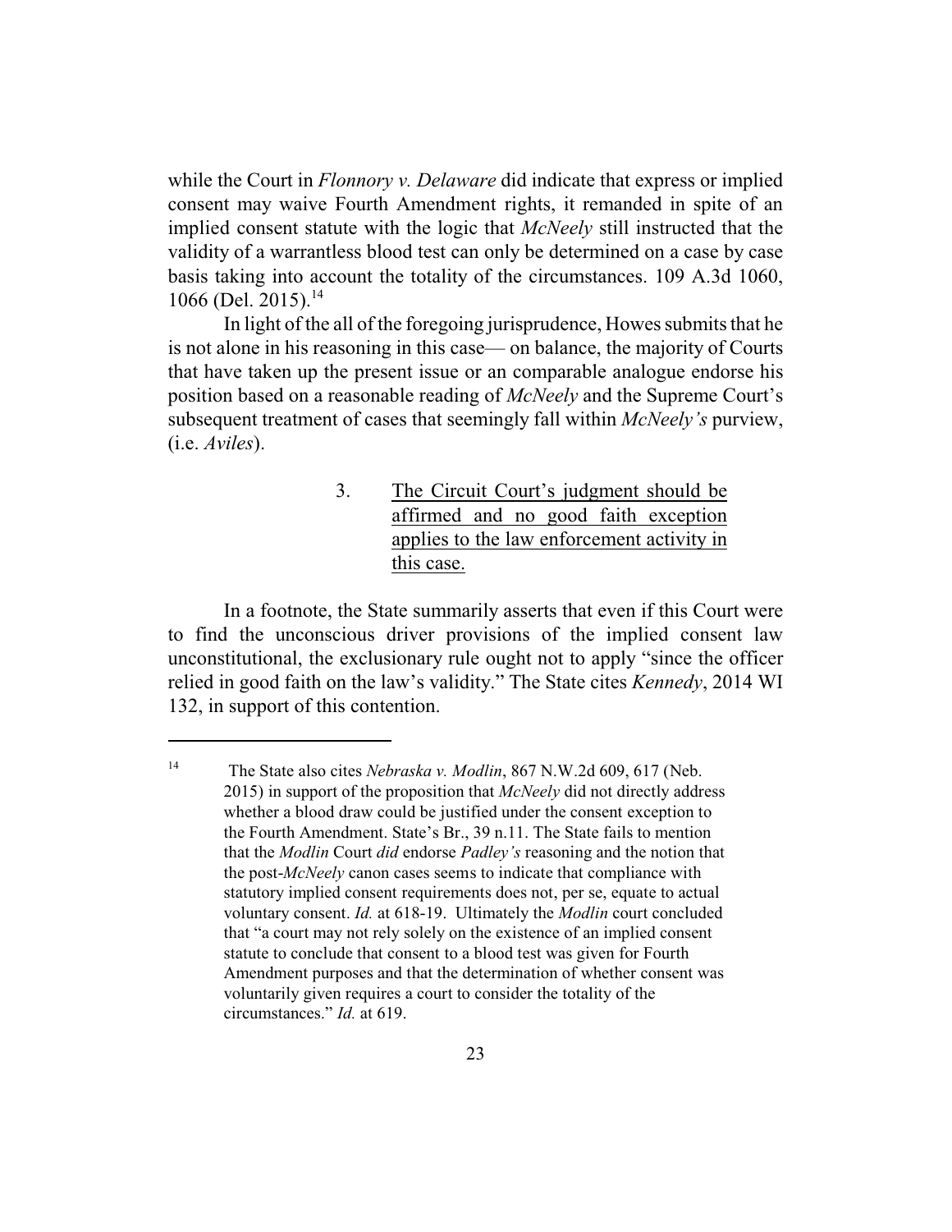while the Court in *Flonnory v. Delaware* did indicate that express or implied consent may waive Fourth Amendment rights, it remanded in spite of an implied consent statute with the logic that *McNeely* still instructed that the validity of a warrantless blood test can only be determined on a case by case basis taking into account the totality of the circumstances. 109 A.3d 1060, 1066 (Del. 2015).[14]

In light of the all of the foregoing jurisprudence, Howes submits that he is not alone in his reasoning in this case— on balance, the majority of Courts that have taken up the present issue or an comparable analogue endorse his position based on a reasonable reading of *McNeely* and the Supreme Court's subsequent treatment of cases that seemingly fall within *McNeely's* purview, (i.e. *Aviles*).

3. <u>The Circuit Court's judgment should be affirmed and no good faith exception applies to the law enforcement activity in this case.</u>

In a footnote, the State summarily asserts that even if this Court were to find the unconscious driver provisions of the implied consent law unconstitutional, the exclusionary rule ought not to apply "since the officer relied in good faith on the law's validity." The State cites *Kennedy*, 2014 WI 132, in support of this contention.

---

[14] The State also cites *Nebraska v. Modlin*, 867 N.W.2d 609, 617 (Neb. 2015) in support of the proposition that *McNeely* did not directly address whether a blood draw could be justified under the consent exception to the Fourth Amendment. State's Br., 39 n.11. The State fails to mention that the *Modlin* Court *did* endorse *Padley's* reasoning and the notion that the post-*McNeely* canon cases seems to indicate that compliance with statutory implied consent requirements does not, per se, equate to actual voluntary consent. *Id.* at 618-19. Ultimately the *Modlin* court concluded that "a court may not rely solely on the existence of an implied consent statute to conclude that consent to a blood test was given for Fourth Amendment purposes and that the determination of whether consent was voluntarily given requires a court to consider the totality of the circumstances." *Id.* at 619.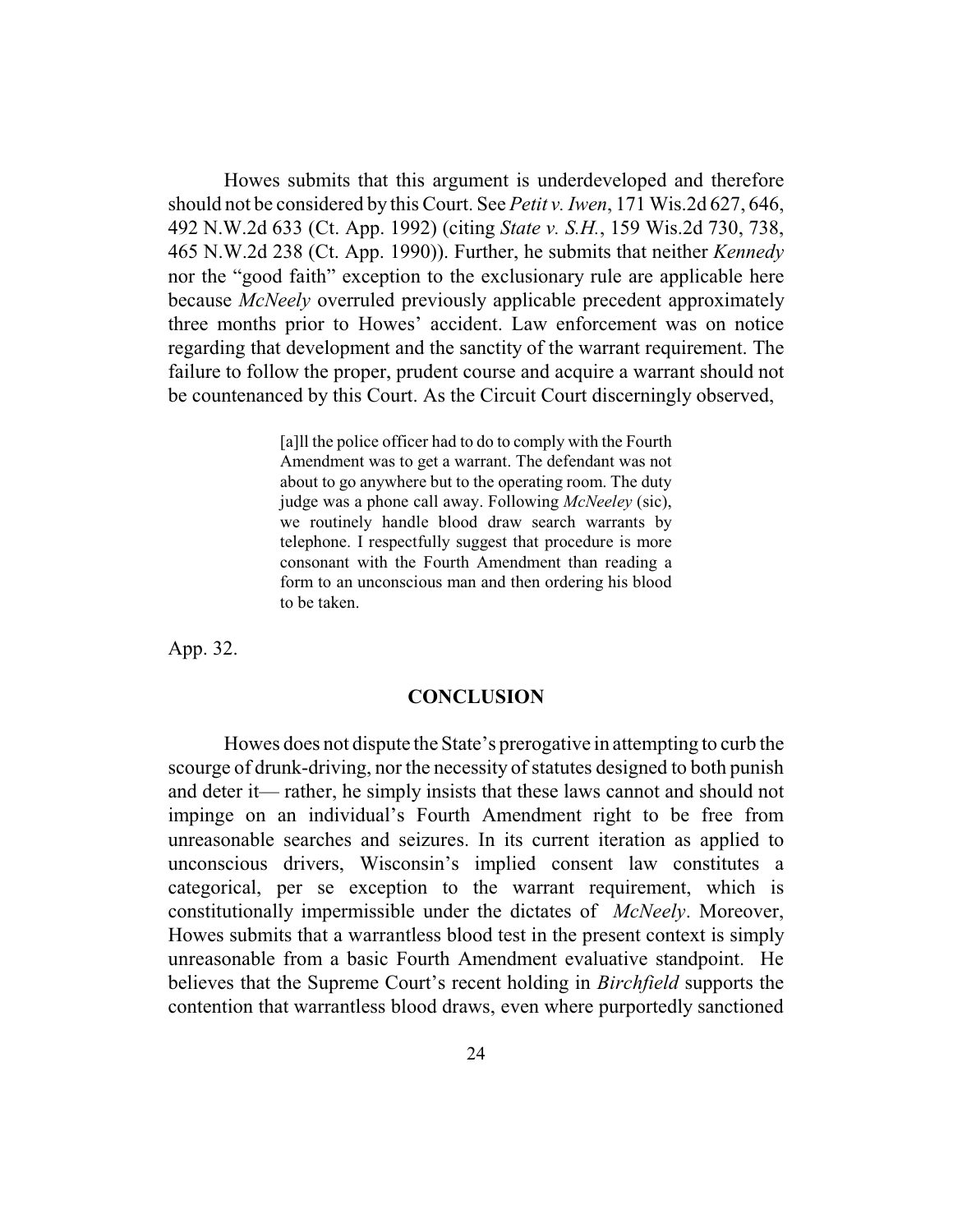Howes submits that this argument is underdeveloped and therefore should not be considered by this Court. See *Petit v. Iwen*, 171 Wis.2d 627, 646, 492 N.W.2d 633 (Ct. App. 1992) (citing *State v. S.H.*, 159 Wis.2d 730, 738, 465 N.W.2d 238 (Ct. App. 1990)). Further, he submits that neither *Kennedy* nor the "good faith" exception to the exclusionary rule are applicable here because *McNeely* overruled previously applicable precedent approximately three months prior to Howes' accident. Law enforcement was on notice regarding that development and the sanctity of the warrant requirement. The failure to follow the proper, prudent course and acquire a warrant should not be countenanced by this Court. As the Circuit Court discerningly observed,

> [a]ll the police officer had to do to comply with the Fourth Amendment was to get a warrant. The defendant was not about to go anywhere but to the operating room. The duty judge was a phone call away. Following *McNeeley* (sic), we routinely handle blood draw search warrants by telephone. I respectfully suggest that procedure is more consonant with the Fourth Amendment than reading a form to an unconscious man and then ordering his blood to be taken.

App. 32.

## CONCLUSION

Howes does not dispute the State's prerogative in attempting to curb the scourge of drunk-driving, nor the necessity of statutes designed to both punish and deter it— rather, he simply insists that these laws cannot and should not impinge on an individual's Fourth Amendment right to be free from unreasonable searches and seizures. In its current iteration as applied to unconscious drivers, Wisconsin's implied consent law constitutes a categorical, per se exception to the warrant requirement, which is constitutionally impermissible under the dictates of *McNeely*. Moreover, Howes submits that a warrantless blood test in the present context is simply unreasonable from a basic Fourth Amendment evaluative standpoint. He believes that the Supreme Court's recent holding in *Birchfield* supports the contention that warrantless blood draws, even where purportedly sanctioned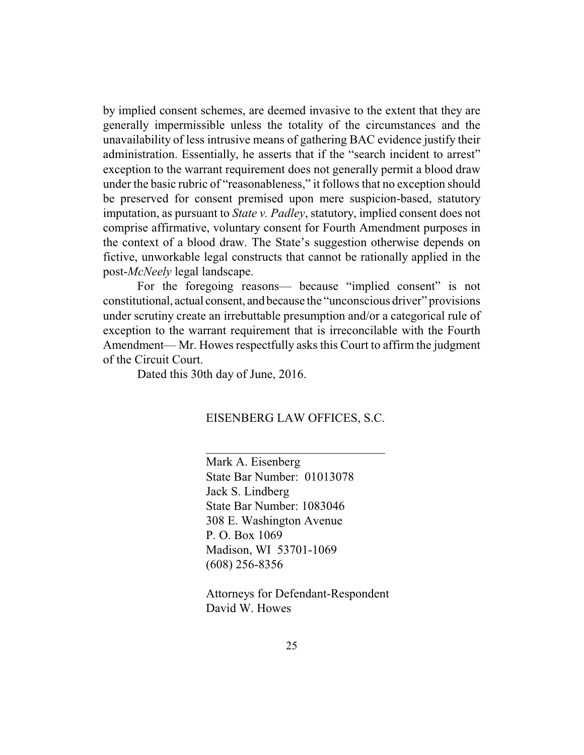by implied consent schemes, are deemed invasive to the extent that they are generally impermissible unless the totality of the circumstances and the unavailability of less intrusive means of gathering BAC evidence justify their administration. Essentially, he asserts that if the "search incident to arrest" exception to the warrant requirement does not generally permit a blood draw under the basic rubric of "reasonableness," it follows that no exception should be preserved for consent premised upon mere suspicion-based, statutory imputation, as pursuant to *State v. Padley*, statutory, implied consent does not comprise affirmative, voluntary consent for Fourth Amendment purposes in the context of a blood draw. The State's suggestion otherwise depends on fictive, unworkable legal constructs that cannot be rationally applied in the post-*McNeely* legal landscape.

For the foregoing reasons— because "implied consent" is not constitutional, actual consent, and because the "unconscious driver" provisions under scrutiny create an irrebuttable presumption and/or a categorical rule of exception to the warrant requirement that is irreconcilable with the Fourth Amendment— Mr. Howes respectfully asks this Court to affirm the judgment of the Circuit Court.

Dated this 30th day of June, 2016.

EISENBERG LAW OFFICES, S.C.

______________________________

Mark A. Eisenberg
State Bar Number: 01013078
Jack S. Lindberg
State Bar Number: 1083046
308 E. Washington Avenue
P. O. Box 1069
Madison, WI 53701-1069
(608) 256-8356

Attorneys for Defendant-Respondent
David W. Howes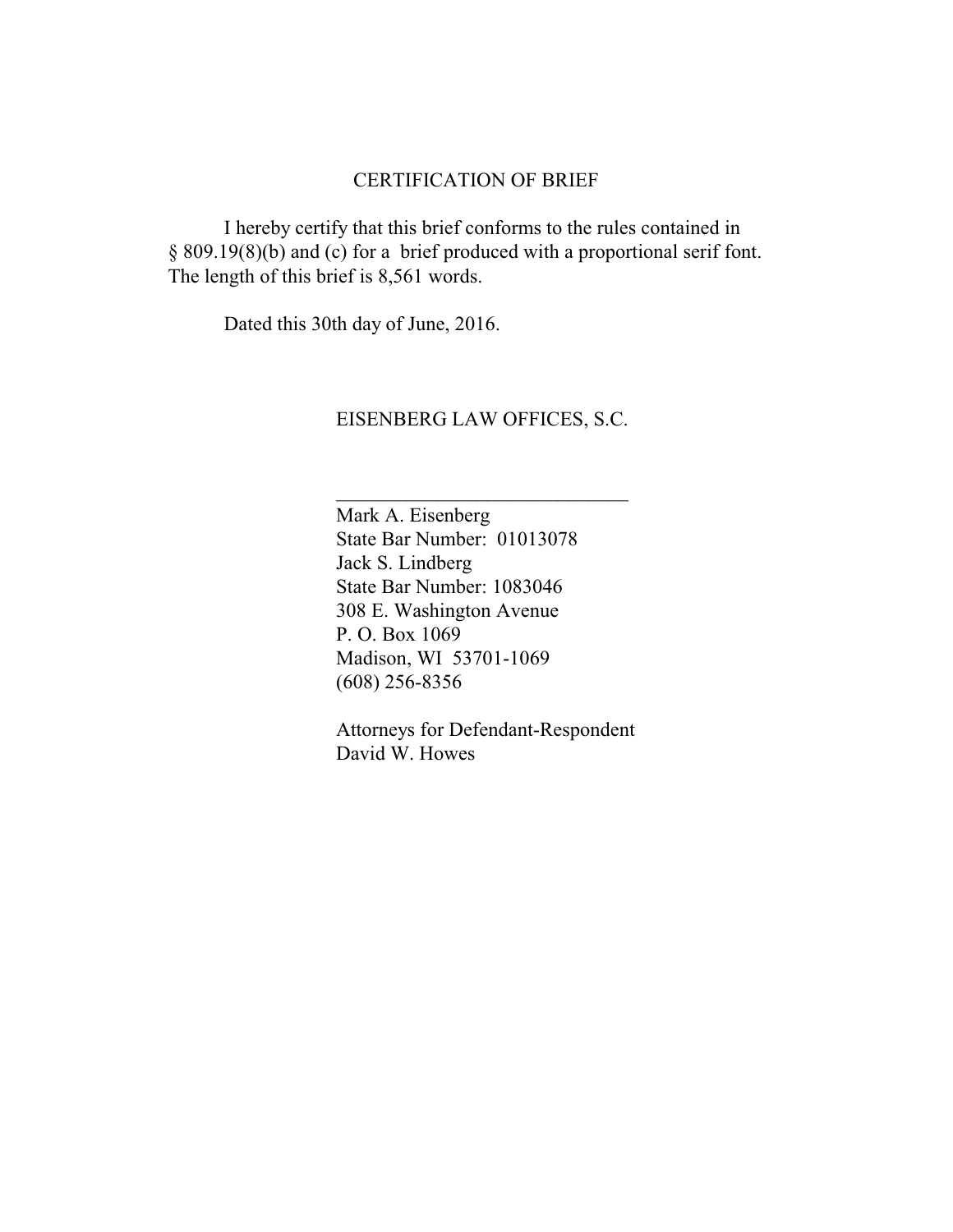## CERTIFICATION OF BRIEF

I hereby certify that this brief conforms to the rules contained in § 809.19(8)(b) and (c) for a brief produced with a proportional serif font. The length of this brief is 8,561 words.

Dated this 30th day of June, 2016.

EISENBERG LAW OFFICES, S.C.

______________________________

Mark A. Eisenberg  
State Bar Number: 01013078  
Jack S. Lindberg  
State Bar Number: 1083046  
308 E. Washington Avenue  
P. O. Box 1069  
Madison, WI 53701-1069  
(608) 256-8356

Attorneys for Defendant-Respondent  
David W. Howes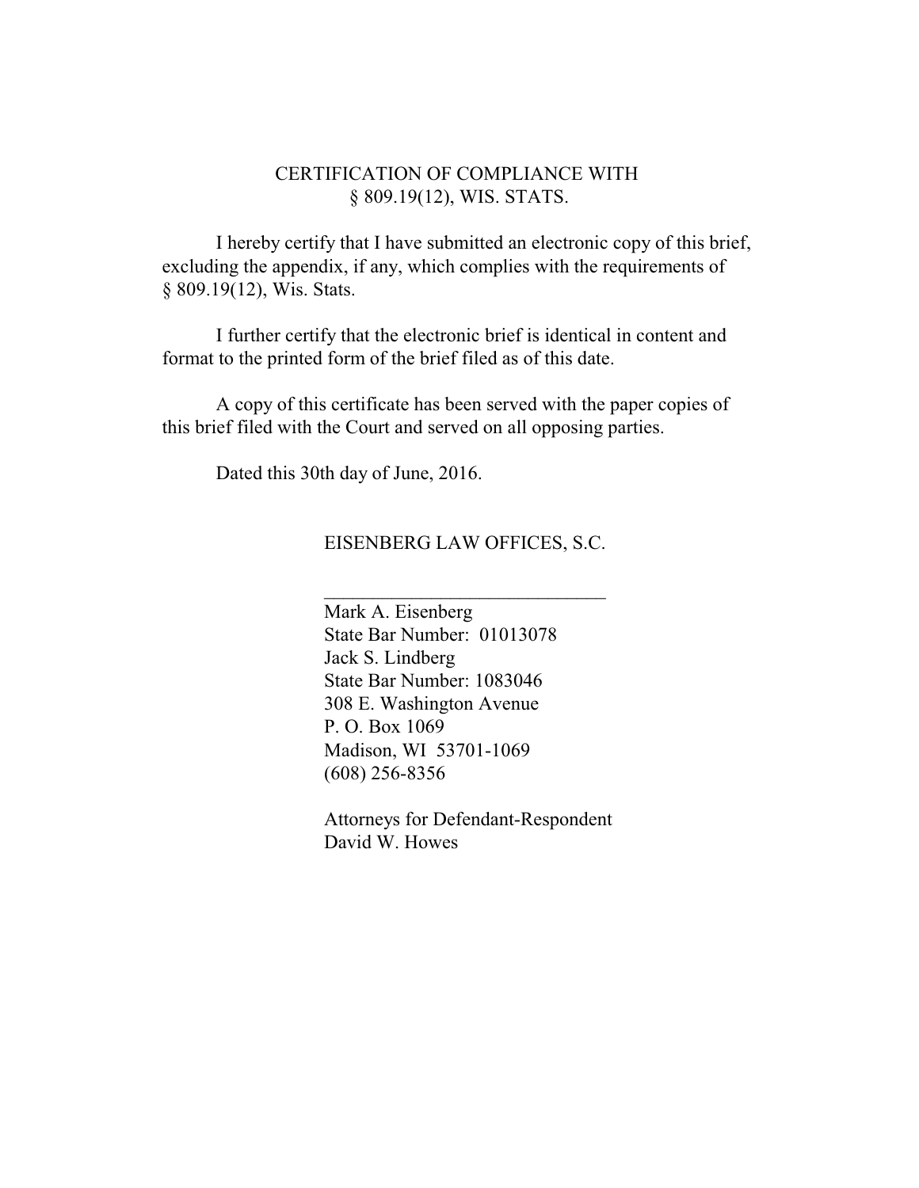# CERTIFICATION OF COMPLIANCE WITH § 809.19(12), WIS. STATS.

I hereby certify that I have submitted an electronic copy of this brief, excluding the appendix, if any, which complies with the requirements of § 809.19(12), Wis. Stats.

I further certify that the electronic brief is identical in content and format to the printed form of the brief filed as of this date.

A copy of this certificate has been served with the paper copies of this brief filed with the Court and served on all opposing parties.

Dated this 30th day of June, 2016.

EISENBERG LAW OFFICES, S.C.

______________________________

Mark A. Eisenberg
State Bar Number: 01013078
Jack S. Lindberg
State Bar Number: 1083046
308 E. Washington Avenue
P. O. Box 1069
Madison, WI 53701-1069
(608) 256-8356

Attorneys for Defendant-Respondent
David W. Howes